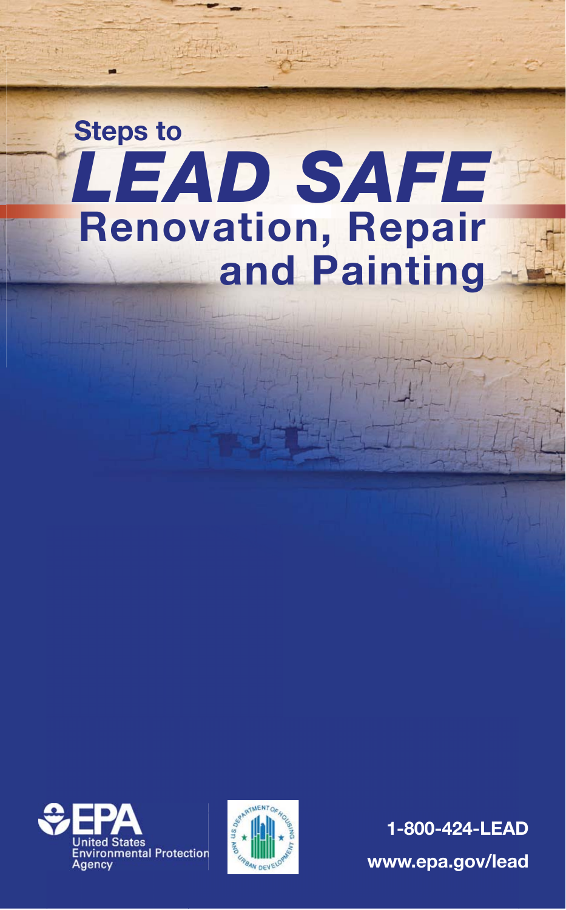# Steps to *LEAD SAFE* Renovation, Repair and Painting

United States Environmental Protection Agency

1-800-424-LEAD

www.epa.gov/lead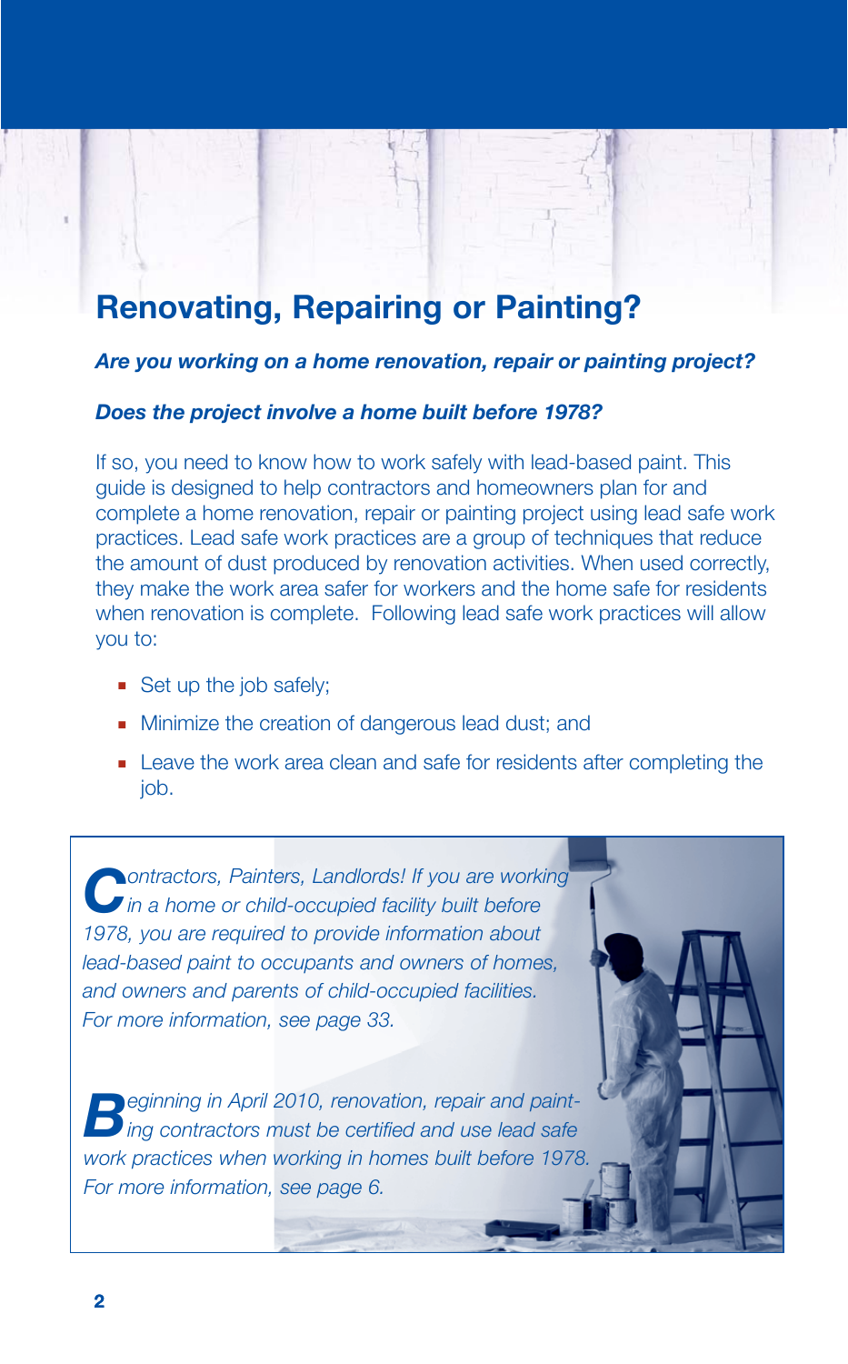# Renovating, Repairing or Painting?

***Are you working on a home renovation, repair or painting project?***

***Does the project involve a home built before 1978?***

If so, you need to know how to work safely with lead-based paint. This guide is designed to help contractors and homeowners plan for and complete a home renovation, repair or painting project using lead safe work practices. Lead safe work practices are a group of techniques that reduce the amount of dust produced by renovation activities. When used correctly, they make the work area safer for workers and the home safe for residents when renovation is complete. Following lead safe work practices will allow you to:

- Set up the job safely;
- Minimize the creation of dangerous lead dust; and
- Leave the work area clean and safe for residents after completing the job.

*Contractors, Painters, Landlords! If you are working in a home or child-occupied facility built before 1978, you are required to provide information about lead-based paint to occupants and owners of homes, and owners and parents of child-occupied facilities. For more information, see page 33.*

*Beginning in April 2010, renovation, repair and painting contractors must be certified and use lead safe work practices when working in homes built before 1978. For more information, see page 6.*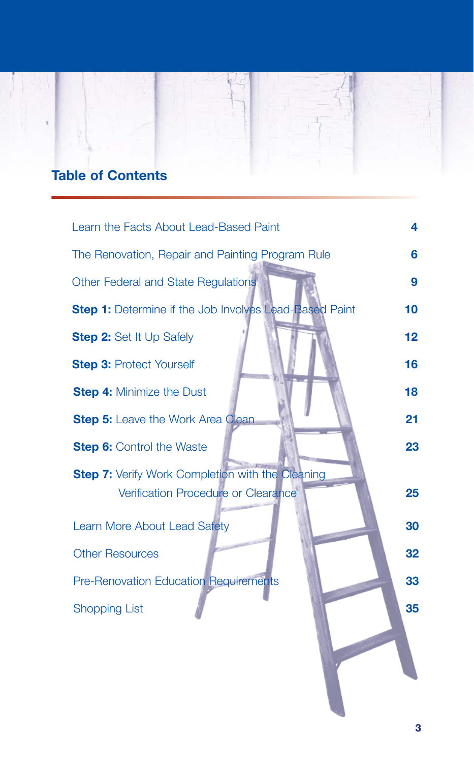## Table of Contents

| | |
|---|---|
| Learn the Facts About Lead-Based Paint | 4 |
| The Renovation, Repair and Painting Program Rule | 6 |
| Other Federal and State Regulations | 9 |
| **Step 1:** Determine if the Job Involves Lead-Based Paint | 10 |
| **Step 2:** Set It Up Safely | 12 |
| **Step 3:** Protect Yourself | 16 |
| **Step 4:** Minimize the Dust | 18 |
| **Step 5:** Leave the Work Area Clean | 21 |
| **Step 6:** Control the Waste | 23 |
| **Step 7:** Verify Work Completion with the Cleaning Verification Procedure or Clearance | 25 |
| Learn More About Lead Safety | 30 |
| Other Resources | 32 |
| Pre-Renovation Education Requirements | 33 |
| Shopping List | 35 |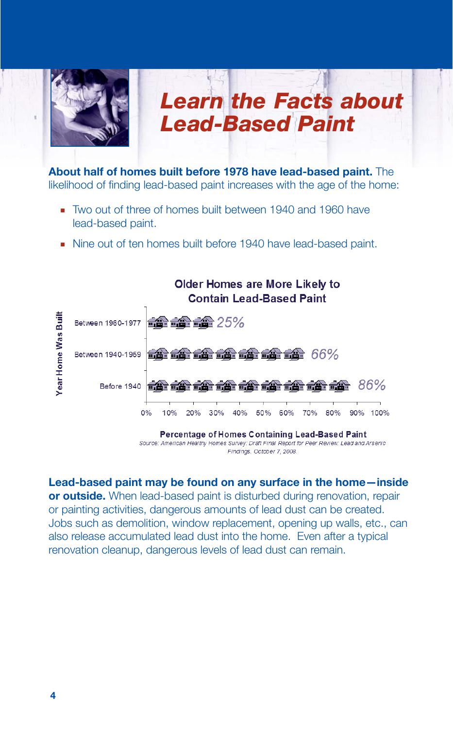# Learn the Facts about Lead-Based Paint

**About half of homes built before 1978 have lead-based paint.** The likelihood of finding lead-based paint increases with the age of the home:

- Two out of three of homes built between 1940 and 1960 have lead-based paint.
- Nine out of ten homes built before 1940 have lead-based paint.

**Older Homes are More Likely to Contain Lead-Based Paint**

| Year Home Was Built | Percentage of Homes Containing Lead-Based Paint |
|---|---|
| Between 1960-1977 | 25% |
| Between 1940-1959 | 66% |
| Before 1940 | 86% |

*Source: American Healthy Homes Survey: Draft Final Report for Peer Review: Lead and Arsenic Findings. October 7, 2008.*

**Lead-based paint may be found on any surface in the home—inside or outside.** When lead-based paint is disturbed during renovation, repair or painting activities, dangerous amounts of lead dust can be created. Jobs such as demolition, window replacement, opening up walls, etc., can also release accumulated lead dust into the home. Even after a typical renovation cleanup, dangerous levels of lead dust can remain.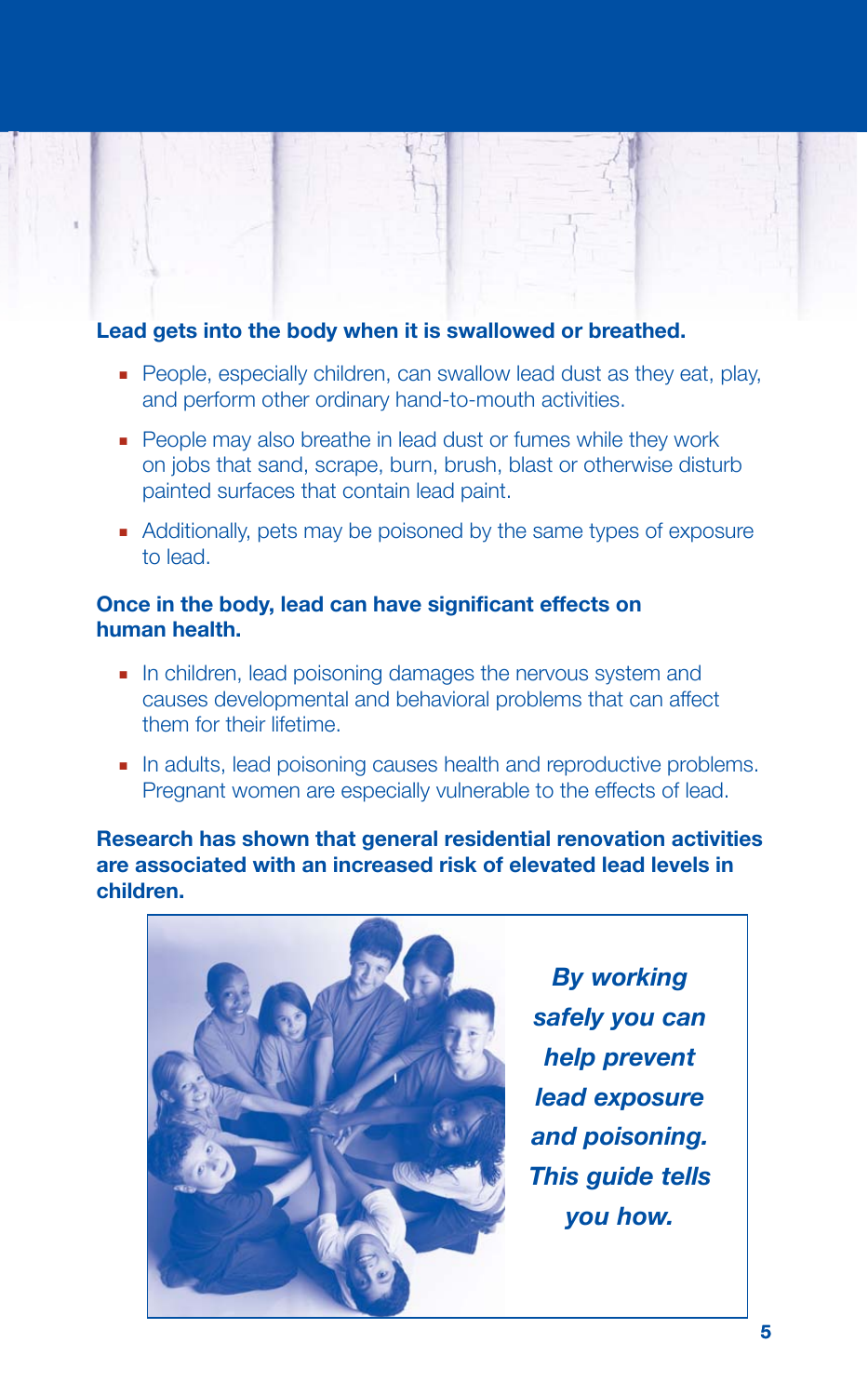**Lead gets into the body when it is swallowed or breathed.**

- People, especially children, can swallow lead dust as they eat, play, and perform other ordinary hand-to-mouth activities.
- People may also breathe in lead dust or fumes while they work on jobs that sand, scrape, burn, brush, blast or otherwise disturb painted surfaces that contain lead paint.
- Additionally, pets may be poisoned by the same types of exposure to lead.

**Once in the body, lead can have significant effects on human health.**

- In children, lead poisoning damages the nervous system and causes developmental and behavioral problems that can affect them for their lifetime.
- In adults, lead poisoning causes health and reproductive problems. Pregnant women are especially vulnerable to the effects of lead.

**Research has shown that general residential renovation activities are associated with an increased risk of elevated lead levels in children.**

***By working safely you can help prevent lead exposure and poisoning. This guide tells you how.***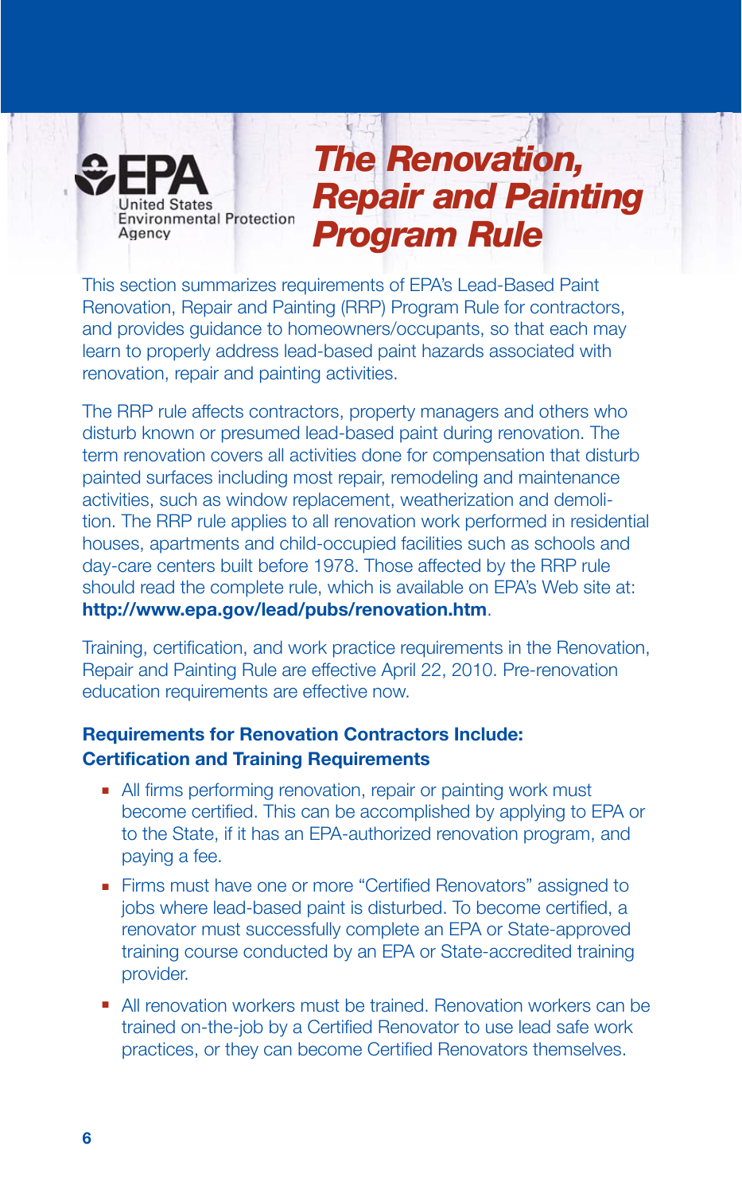# The Renovation, Repair and Painting Program Rule

This section summarizes requirements of EPA's Lead-Based Paint Renovation, Repair and Painting (RRP) Program Rule for contractors, and provides guidance to homeowners/occupants, so that each may learn to properly address lead-based paint hazards associated with renovation, repair and painting activities.

The RRP rule affects contractors, property managers and others who disturb known or presumed lead-based paint during renovation. The term renovation covers all activities done for compensation that disturb painted surfaces including most repair, remodeling and maintenance activities, such as window replacement, weatherization and demolition. The RRP rule applies to all renovation work performed in residential houses, apartments and child-occupied facilities such as schools and day-care centers built before 1978. Those affected by the RRP rule should read the complete rule, which is available on EPA's Web site at: **http://www.epa.gov/lead/pubs/renovation.htm**.

Training, certification, and work practice requirements in the Renovation, Repair and Painting Rule are effective April 22, 2010. Pre-renovation education requirements are effective now.

### Requirements for Renovation Contractors Include: Certification and Training Requirements

- All firms performing renovation, repair or painting work must become certified. This can be accomplished by applying to EPA or to the State, if it has an EPA-authorized renovation program, and paying a fee.
- Firms must have one or more "Certified Renovators" assigned to jobs where lead-based paint is disturbed. To become certified, a renovator must successfully complete an EPA or State-approved training course conducted by an EPA or State-accredited training provider.
- All renovation workers must be trained. Renovation workers can be trained on-the-job by a Certified Renovator to use lead safe work practices, or they can become Certified Renovators themselves.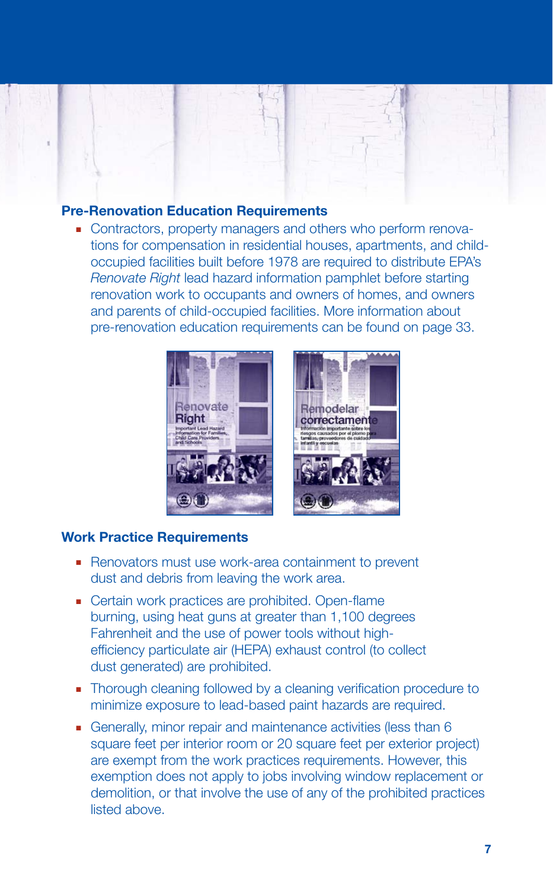## Pre-Renovation Education Requirements

- Contractors, property managers and others who perform renovations for compensation in residential houses, apartments, and child-occupied facilities built before 1978 are required to distribute EPA's *Renovate Right* lead hazard information pamphlet before starting renovation work to occupants and owners of homes, and owners and parents of child-occupied facilities. More information about pre-renovation education requirements can be found on page 33.

## Work Practice Requirements

- Renovators must use work-area containment to prevent dust and debris from leaving the work area.
- Certain work practices are prohibited. Open-flame burning, using heat guns at greater than 1,100 degrees Fahrenheit and the use of power tools without high-efficiency particulate air (HEPA) exhaust control (to collect dust generated) are prohibited.
- Thorough cleaning followed by a cleaning verification procedure to minimize exposure to lead-based paint hazards are required.
- Generally, minor repair and maintenance activities (less than 6 square feet per interior room or 20 square feet per exterior project) are exempt from the work practices requirements. However, this exemption does not apply to jobs involving window replacement or demolition, or that involve the use of any of the prohibited practices listed above.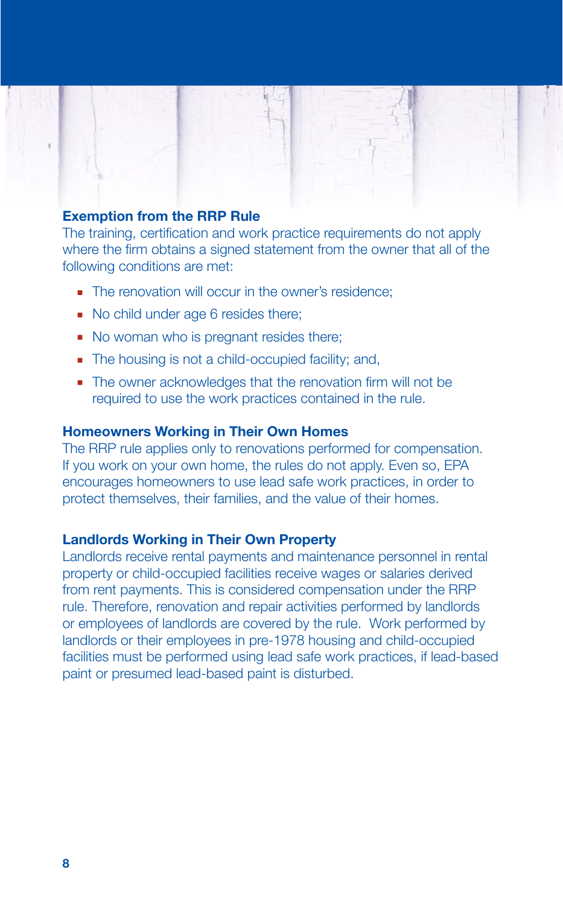## Exemption from the RRP Rule

The training, certification and work practice requirements do not apply where the firm obtains a signed statement from the owner that all of the following conditions are met:

- The renovation will occur in the owner's residence;
- No child under age 6 resides there;
- No woman who is pregnant resides there;
- The housing is not a child-occupied facility; and,
- The owner acknowledges that the renovation firm will not be required to use the work practices contained in the rule.

## Homeowners Working in Their Own Homes

The RRP rule applies only to renovations performed for compensation. If you work on your own home, the rules do not apply. Even so, EPA encourages homeowners to use lead safe work practices, in order to protect themselves, their families, and the value of their homes.

## Landlords Working in Their Own Property

Landlords receive rental payments and maintenance personnel in rental property or child-occupied facilities receive wages or salaries derived from rent payments. This is considered compensation under the RRP rule. Therefore, renovation and repair activities performed by landlords or employees of landlords are covered by the rule. Work performed by landlords or their employees in pre-1978 housing and child-occupied facilities must be performed using lead safe work practices, if lead-based paint or presumed lead-based paint is disturbed.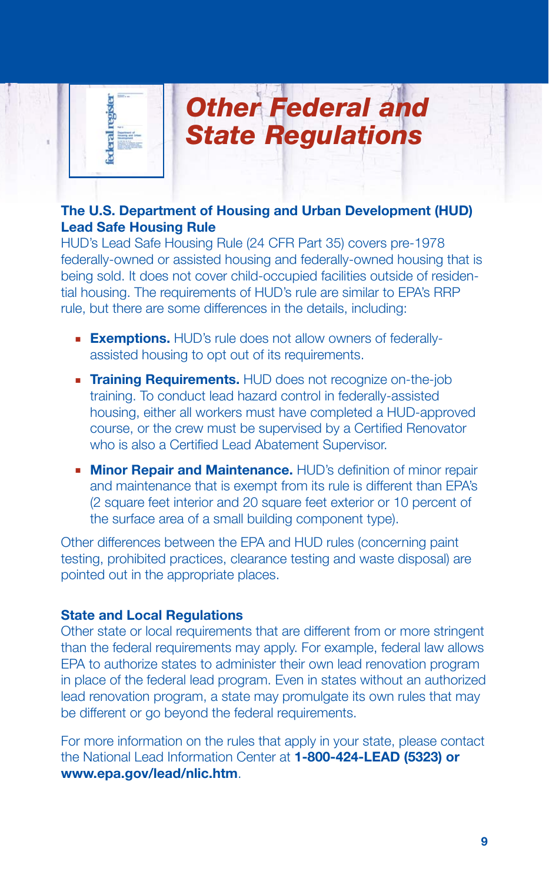# Other Federal and State Regulations

## The U.S. Department of Housing and Urban Development (HUD) Lead Safe Housing Rule

HUD's Lead Safe Housing Rule (24 CFR Part 35) covers pre-1978 federally-owned or assisted housing and federally-owned housing that is being sold. It does not cover child-occupied facilities outside of residential housing. The requirements of HUD's rule are similar to EPA's RRP rule, but there are some differences in the details, including:

- **Exemptions.** HUD's rule does not allow owners of federally-assisted housing to opt out of its requirements.
- **Training Requirements.** HUD does not recognize on-the-job training. To conduct lead hazard control in federally-assisted housing, either all workers must have completed a HUD-approved course, or the crew must be supervised by a Certified Renovator who is also a Certified Lead Abatement Supervisor.
- **Minor Repair and Maintenance.** HUD's definition of minor repair and maintenance that is exempt from its rule is different than EPA's (2 square feet interior and 20 square feet exterior or 10 percent of the surface area of a small building component type).

Other differences between the EPA and HUD rules (concerning paint testing, prohibited practices, clearance testing and waste disposal) are pointed out in the appropriate places.

## State and Local Regulations

Other state or local requirements that are different from or more stringent than the federal requirements may apply. For example, federal law allows EPA to authorize states to administer their own lead renovation program in place of the federal lead program. Even in states without an authorized lead renovation program, a state may promulgate its own rules that may be different or go beyond the federal requirements.

For more information on the rules that apply in your state, please contact the National Lead Information Center at **1-800-424-LEAD (5323) or www.epa.gov/lead/nlic.htm**.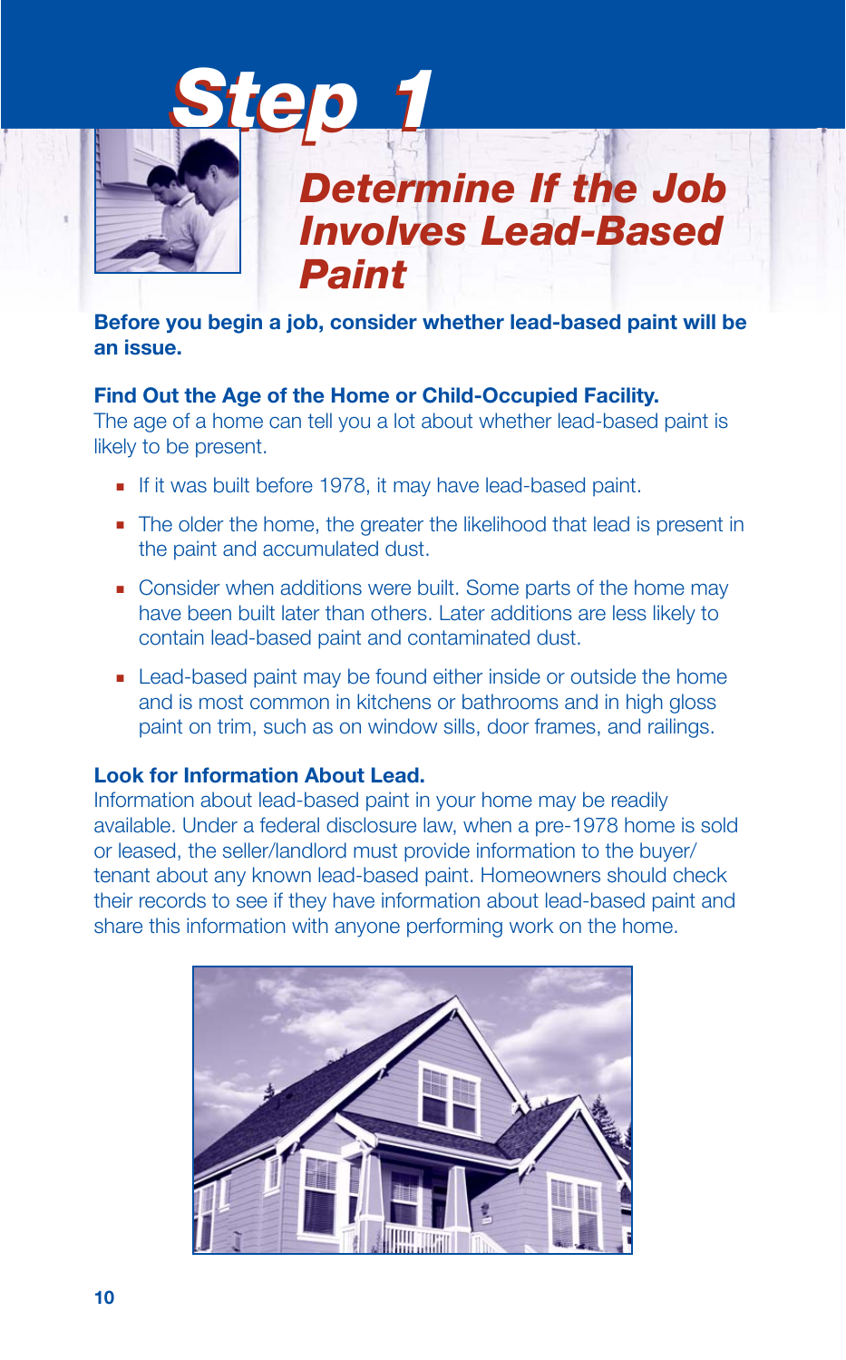# Step 1

## Determine If the Job Involves Lead-Based Paint

**Before you begin a job, consider whether lead-based paint will be an issue.**

### Find Out the Age of the Home or Child-Occupied Facility.

The age of a home can tell you a lot about whether lead-based paint is likely to be present.

- If it was built before 1978, it may have lead-based paint.
- The older the home, the greater the likelihood that lead is present in the paint and accumulated dust.
- Consider when additions were built. Some parts of the home may have been built later than others. Later additions are less likely to contain lead-based paint and contaminated dust.
- Lead-based paint may be found either inside or outside the home and is most common in kitchens or bathrooms and in high gloss paint on trim, such as on window sills, door frames, and railings.

### Look for Information About Lead.

Information about lead-based paint in your home may be readily available. Under a federal disclosure law, when a pre-1978 home is sold or leased, the seller/landlord must provide information to the buyer/tenant about any known lead-based paint. Homeowners should check their records to see if they have information about lead-based paint and share this information with anyone performing work on the home.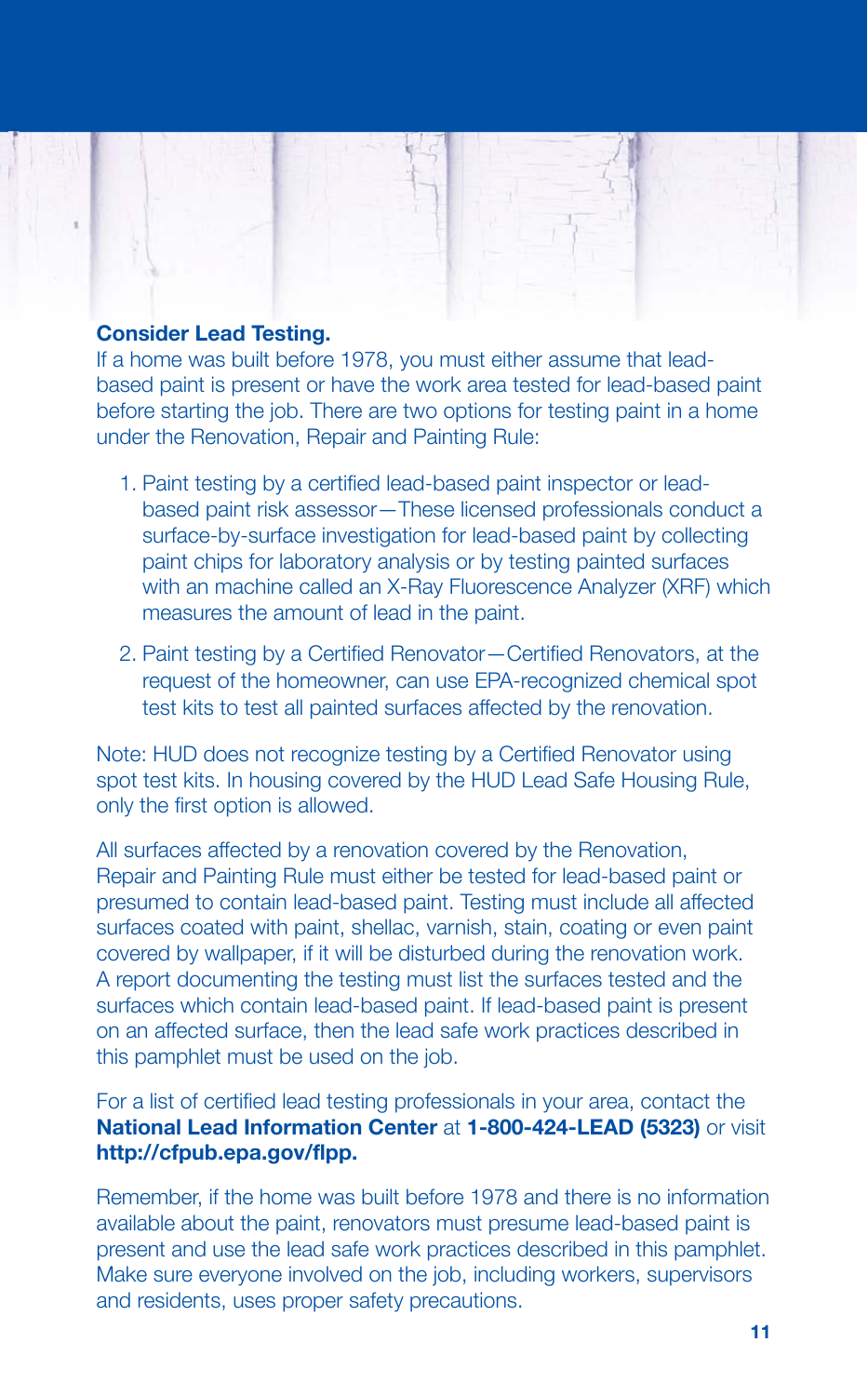**Consider Lead Testing.**

If a home was built before 1978, you must either assume that lead-based paint is present or have the work area tested for lead-based paint before starting the job. There are two options for testing paint in a home under the Renovation, Repair and Painting Rule:

1. Paint testing by a certified lead-based paint inspector or lead-based paint risk assessor—These licensed professionals conduct a surface-by-surface investigation for lead-based paint by collecting paint chips for laboratory analysis or by testing painted surfaces with an machine called an X-Ray Fluorescence Analyzer (XRF) which measures the amount of lead in the paint.
2. Paint testing by a Certified Renovator—Certified Renovators, at the request of the homeowner, can use EPA-recognized chemical spot test kits to test all painted surfaces affected by the renovation.

Note: HUD does not recognize testing by a Certified Renovator using spot test kits. In housing covered by the HUD Lead Safe Housing Rule, only the first option is allowed.

All surfaces affected by a renovation covered by the Renovation, Repair and Painting Rule must either be tested for lead-based paint or presumed to contain lead-based paint. Testing must include all affected surfaces coated with paint, shellac, varnish, stain, coating or even paint covered by wallpaper, if it will be disturbed during the renovation work. A report documenting the testing must list the surfaces tested and the surfaces which contain lead-based paint. If lead-based paint is present on an affected surface, then the lead safe work practices described in this pamphlet must be used on the job.

For a list of certified lead testing professionals in your area, contact the **National Lead Information Center** at **1-800-424-LEAD (5323)** or visit **http://cfpub.epa.gov/flpp.**

Remember, if the home was built before 1978 and there is no information available about the paint, renovators must presume lead-based paint is present and use the lead safe work practices described in this pamphlet. Make sure everyone involved on the job, including workers, supervisors and residents, uses proper safety precautions.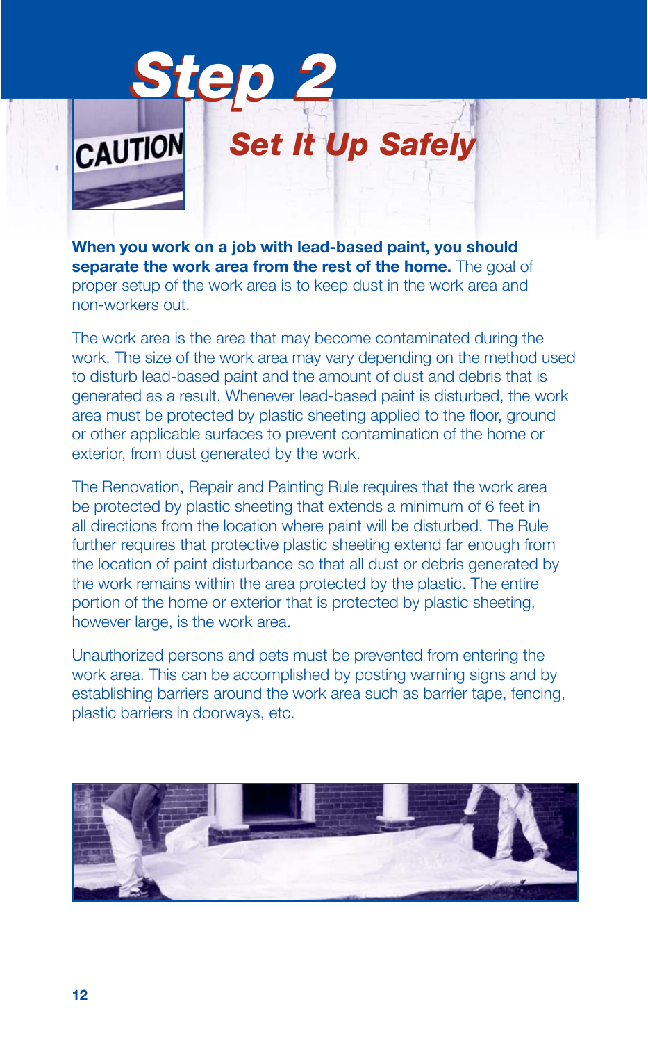# Step 2

## Set It Up Safely

**When you work on a job with lead-based paint, you should separate the work area from the rest of the home.** The goal of proper setup of the work area is to keep dust in the work area and non-workers out.

The work area is the area that may become contaminated during the work. The size of the work area may vary depending on the method used to disturb lead-based paint and the amount of dust and debris that is generated as a result. Whenever lead-based paint is disturbed, the work area must be protected by plastic sheeting applied to the floor, ground or other applicable surfaces to prevent contamination of the home or exterior, from dust generated by the work.

The Renovation, Repair and Painting Rule requires that the work area be protected by plastic sheeting that extends a minimum of 6 feet in all directions from the location where paint will be disturbed. The Rule further requires that protective plastic sheeting extend far enough from the location of paint disturbance so that all dust or debris generated by the work remains within the area protected by the plastic. The entire portion of the home or exterior that is protected by plastic sheeting, however large, is the work area.

Unauthorized persons and pets must be prevented from entering the work area. This can be accomplished by posting warning signs and by establishing barriers around the work area such as barrier tape, fencing, plastic barriers in doorways, etc.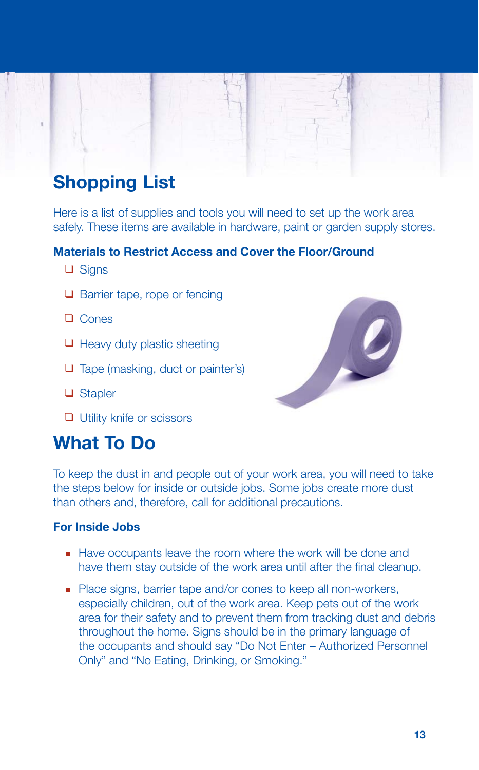## Shopping List

Here is a list of supplies and tools you will need to set up the work area safely. These items are available in hardware, paint or garden supply stores.

### Materials to Restrict Access and Cover the Floor/Ground

- ❑ Signs
- ❑ Barrier tape, rope or fencing
- ❑ Cones
- ❑ Heavy duty plastic sheeting
- ❑ Tape (masking, duct or painter's)
- ❑ Stapler
- ❑ Utility knife or scissors

## What To Do

To keep the dust in and people out of your work area, you will need to take the steps below for inside or outside jobs. Some jobs create more dust than others and, therefore, call for additional precautions.

### For Inside Jobs

- Have occupants leave the room where the work will be done and have them stay outside of the work area until after the final cleanup.
- Place signs, barrier tape and/or cones to keep all non-workers, especially children, out of the work area. Keep pets out of the work area for their safety and to prevent them from tracking dust and debris throughout the home. Signs should be in the primary language of the occupants and should say "Do Not Enter – Authorized Personnel Only" and "No Eating, Drinking, or Smoking."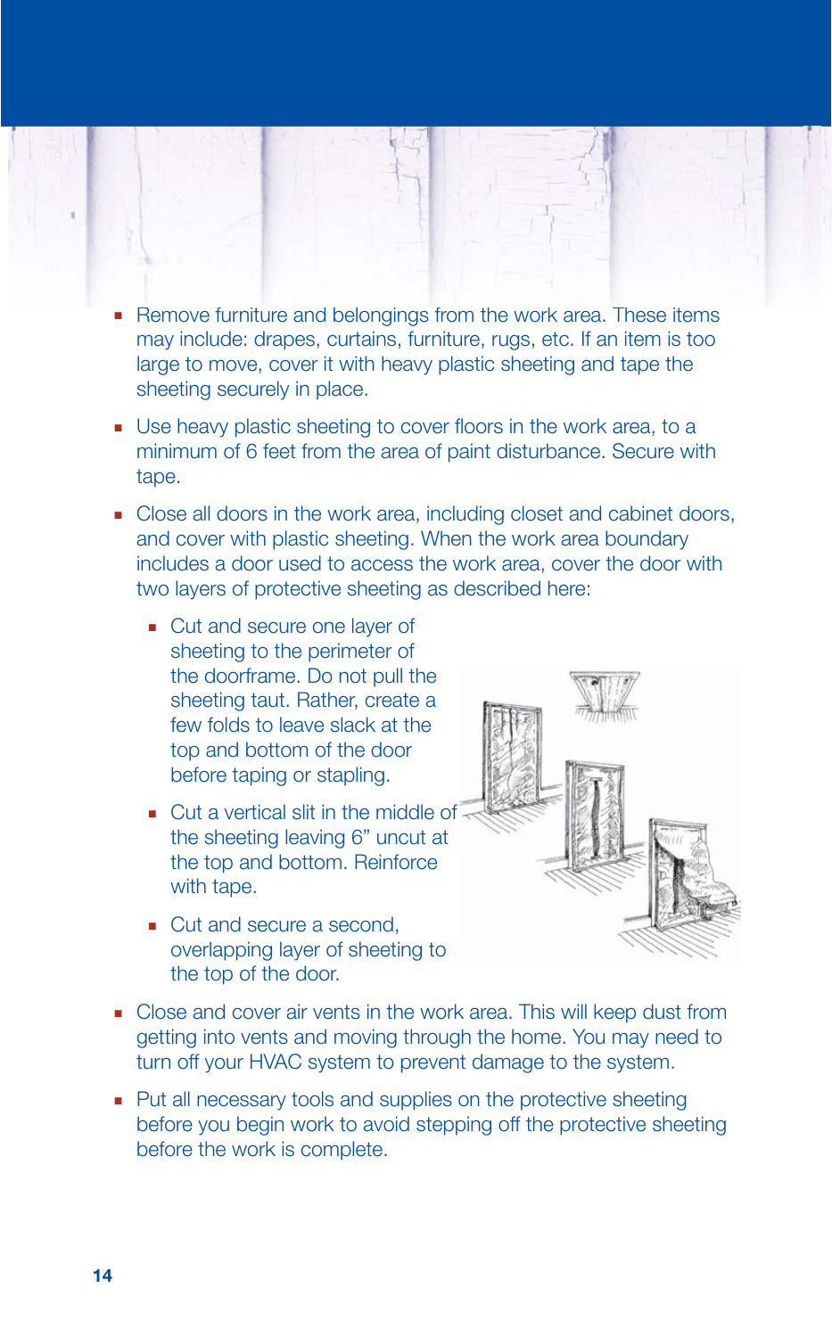- Remove furniture and belongings from the work area. These items may include: drapes, curtains, furniture, rugs, etc. If an item is too large to move, cover it with heavy plastic sheeting and tape the sheeting securely in place.
- Use heavy plastic sheeting to cover floors in the work area, to a minimum of 6 feet from the area of paint disturbance. Secure with tape.
- Close all doors in the work area, including closet and cabinet doors, and cover with plastic sheeting. When the work area boundary includes a door used to access the work area, cover the door with two layers of protective sheeting as described here:
  - Cut and secure one layer of sheeting to the perimeter of the doorframe. Do not pull the sheeting taut. Rather, create a few folds to leave slack at the top and bottom of the door before taping or stapling.
  - Cut a vertical slit in the middle of the sheeting leaving 6" uncut at the top and bottom. Reinforce with tape.
  - Cut and secure a second, overlapping layer of sheeting to the top of the door.
- Close and cover air vents in the work area. This will keep dust from getting into vents and moving through the home. You may need to turn off your HVAC system to prevent damage to the system.
- Put all necessary tools and supplies on the protective sheeting before you begin work to avoid stepping off the protective sheeting before the work is complete.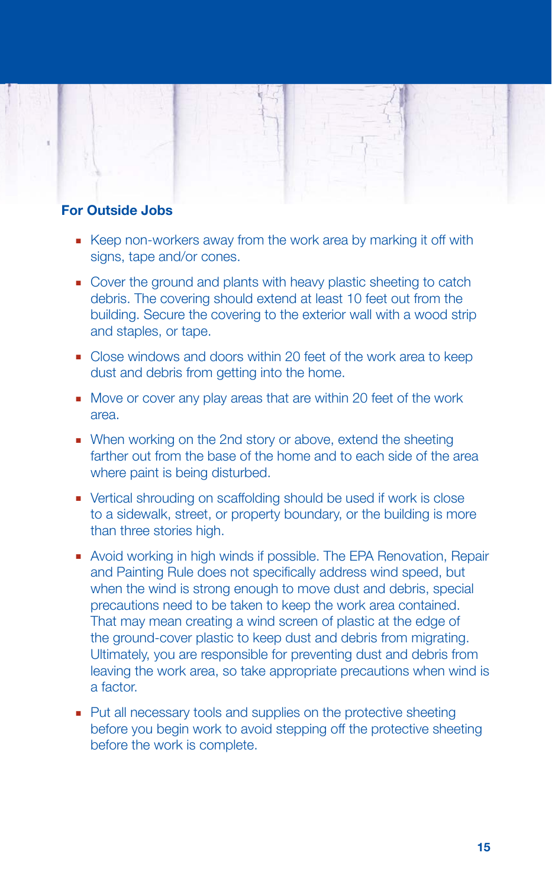### For Outside Jobs

- Keep non-workers away from the work area by marking it off with signs, tape and/or cones.
- Cover the ground and plants with heavy plastic sheeting to catch debris. The covering should extend at least 10 feet out from the building. Secure the covering to the exterior wall with a wood strip and staples, or tape.
- Close windows and doors within 20 feet of the work area to keep dust and debris from getting into the home.
- Move or cover any play areas that are within 20 feet of the work area.
- When working on the 2nd story or above, extend the sheeting farther out from the base of the home and to each side of the area where paint is being disturbed.
- Vertical shrouding on scaffolding should be used if work is close to a sidewalk, street, or property boundary, or the building is more than three stories high.
- Avoid working in high winds if possible. The EPA Renovation, Repair and Painting Rule does not specifically address wind speed, but when the wind is strong enough to move dust and debris, special precautions need to be taken to keep the work area contained. That may mean creating a wind screen of plastic at the edge of the ground-cover plastic to keep dust and debris from migrating. Ultimately, you are responsible for preventing dust and debris from leaving the work area, so take appropriate precautions when wind is a factor.
- Put all necessary tools and supplies on the protective sheeting before you begin work to avoid stepping off the protective sheeting before the work is complete.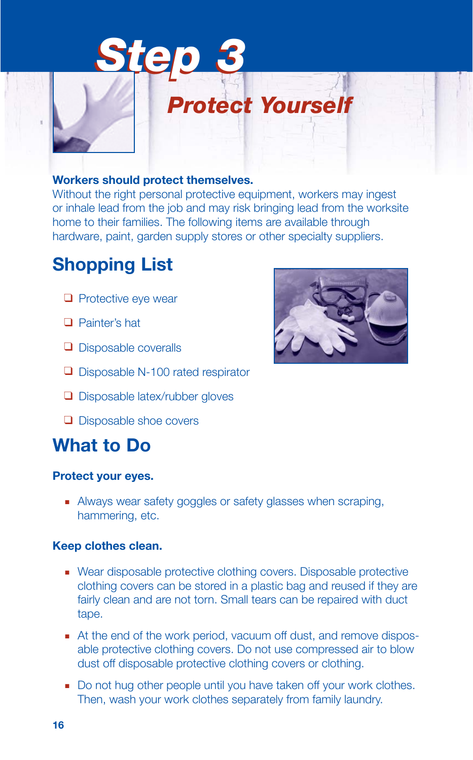# Step 3

## Protect Yourself

**Workers should protect themselves.**
Without the right personal protective equipment, workers may ingest or inhale lead from the job and may risk bringing lead from the worksite home to their families. The following items are available through hardware, paint, garden supply stores or other specialty suppliers.

## Shopping List

- ❑ Protective eye wear
- ❑ Painter's hat
- ❑ Disposable coveralls
- ❑ Disposable N-100 rated respirator
- ❑ Disposable latex/rubber gloves
- ❑ Disposable shoe covers

## What to Do

### Protect your eyes.

- Always wear safety goggles or safety glasses when scraping, hammering, etc.

### Keep clothes clean.

- Wear disposable protective clothing covers. Disposable protective clothing covers can be stored in a plastic bag and reused if they are fairly clean and are not torn. Small tears can be repaired with duct tape.
- At the end of the work period, vacuum off dust, and remove disposable protective clothing covers. Do not use compressed air to blow dust off disposable protective clothing covers or clothing.
- Do not hug other people until you have taken off your work clothes. Then, wash your work clothes separately from family laundry.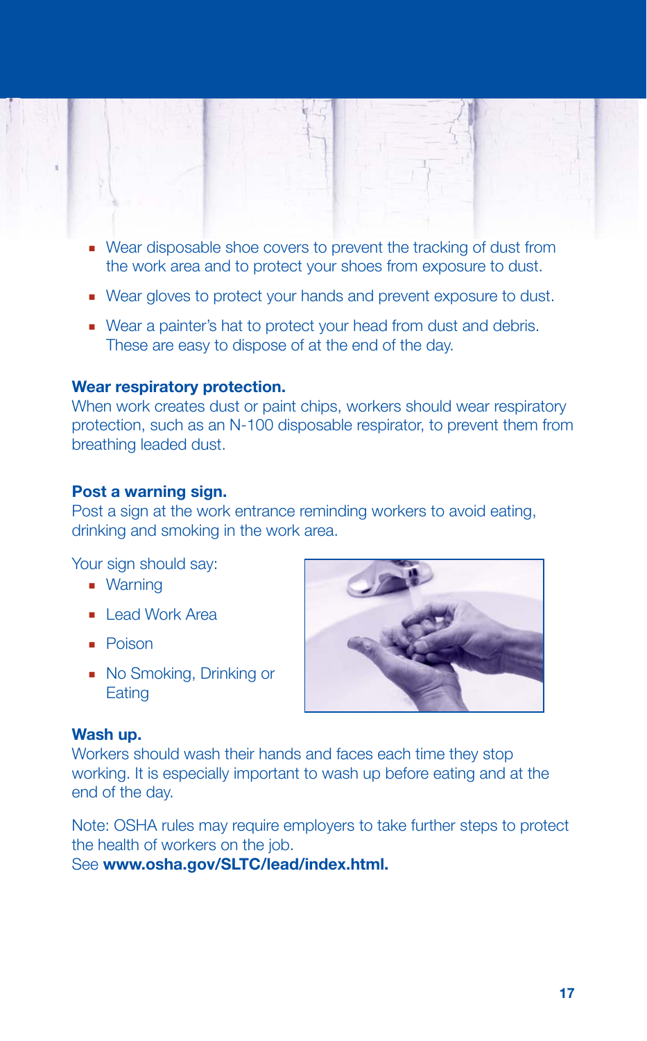- Wear disposable shoe covers to prevent the tracking of dust from the work area and to protect your shoes from exposure to dust.
- Wear gloves to protect your hands and prevent exposure to dust.
- Wear a painter's hat to protect your head from dust and debris. These are easy to dispose of at the end of the day.

**Wear respiratory protection.**
When work creates dust or paint chips, workers should wear respiratory protection, such as an N-100 disposable respirator, to prevent them from breathing leaded dust.

**Post a warning sign.**
Post a sign at the work entrance reminding workers to avoid eating, drinking and smoking in the work area.

Your sign should say:

- Warning
- Lead Work Area
- Poison
- No Smoking, Drinking or Eating

**Wash up.**
Workers should wash their hands and faces each time they stop working. It is especially important to wash up before eating and at the end of the day.

Note: OSHA rules may require employers to take further steps to protect the health of workers on the job.
See **www.osha.gov/SLTC/lead/index.html.**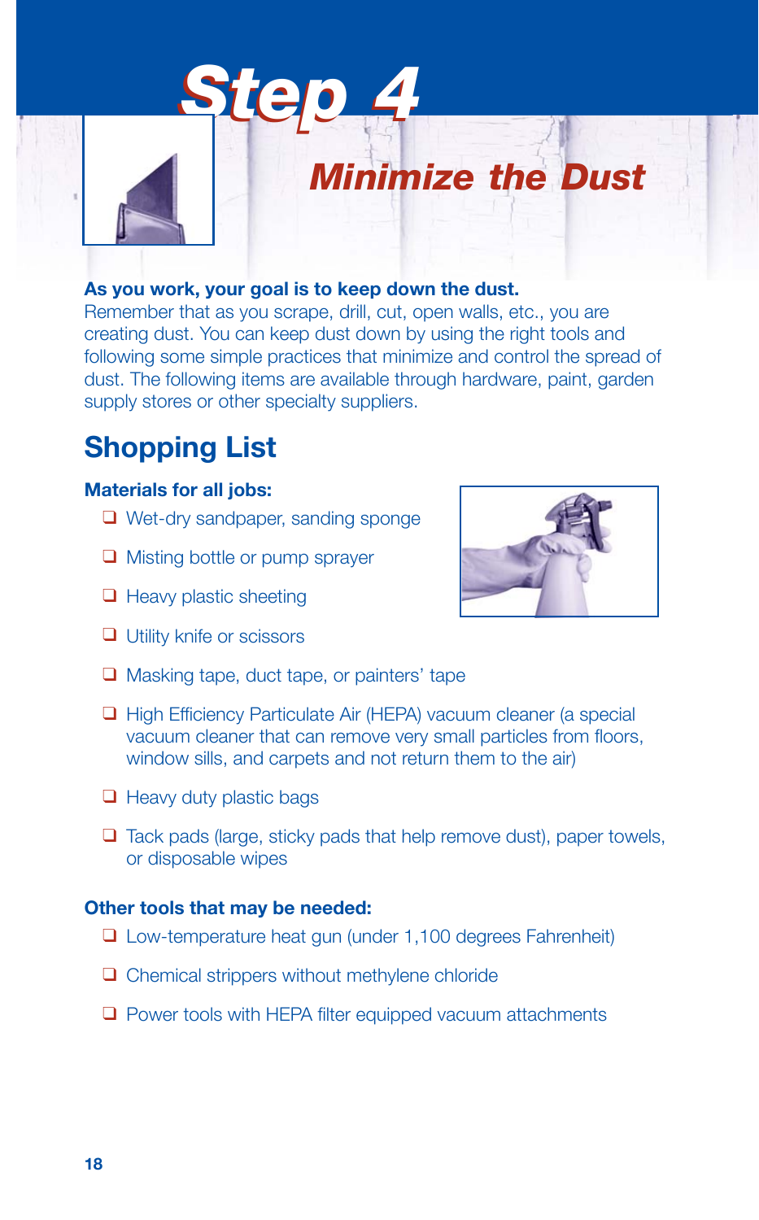# Step 4

## Minimize the Dust

**As you work, your goal is to keep down the dust.**
Remember that as you scrape, drill, cut, open walls, etc., you are creating dust. You can keep dust down by using the right tools and following some simple practices that minimize and control the spread of dust. The following items are available through hardware, paint, garden supply stores or other specialty suppliers.

## Shopping List

**Materials for all jobs:**

- ❑ Wet-dry sandpaper, sanding sponge
- ❑ Misting bottle or pump sprayer
- ❑ Heavy plastic sheeting
- ❑ Utility knife or scissors
- ❑ Masking tape, duct tape, or painters' tape
- ❑ High Efficiency Particulate Air (HEPA) vacuum cleaner (a special vacuum cleaner that can remove very small particles from floors, window sills, and carpets and not return them to the air)
- ❑ Heavy duty plastic bags
- ❑ Tack pads (large, sticky pads that help remove dust), paper towels, or disposable wipes

**Other tools that may be needed:**

- ❑ Low-temperature heat gun (under 1,100 degrees Fahrenheit)
- ❑ Chemical strippers without methylene chloride
- ❑ Power tools with HEPA filter equipped vacuum attachments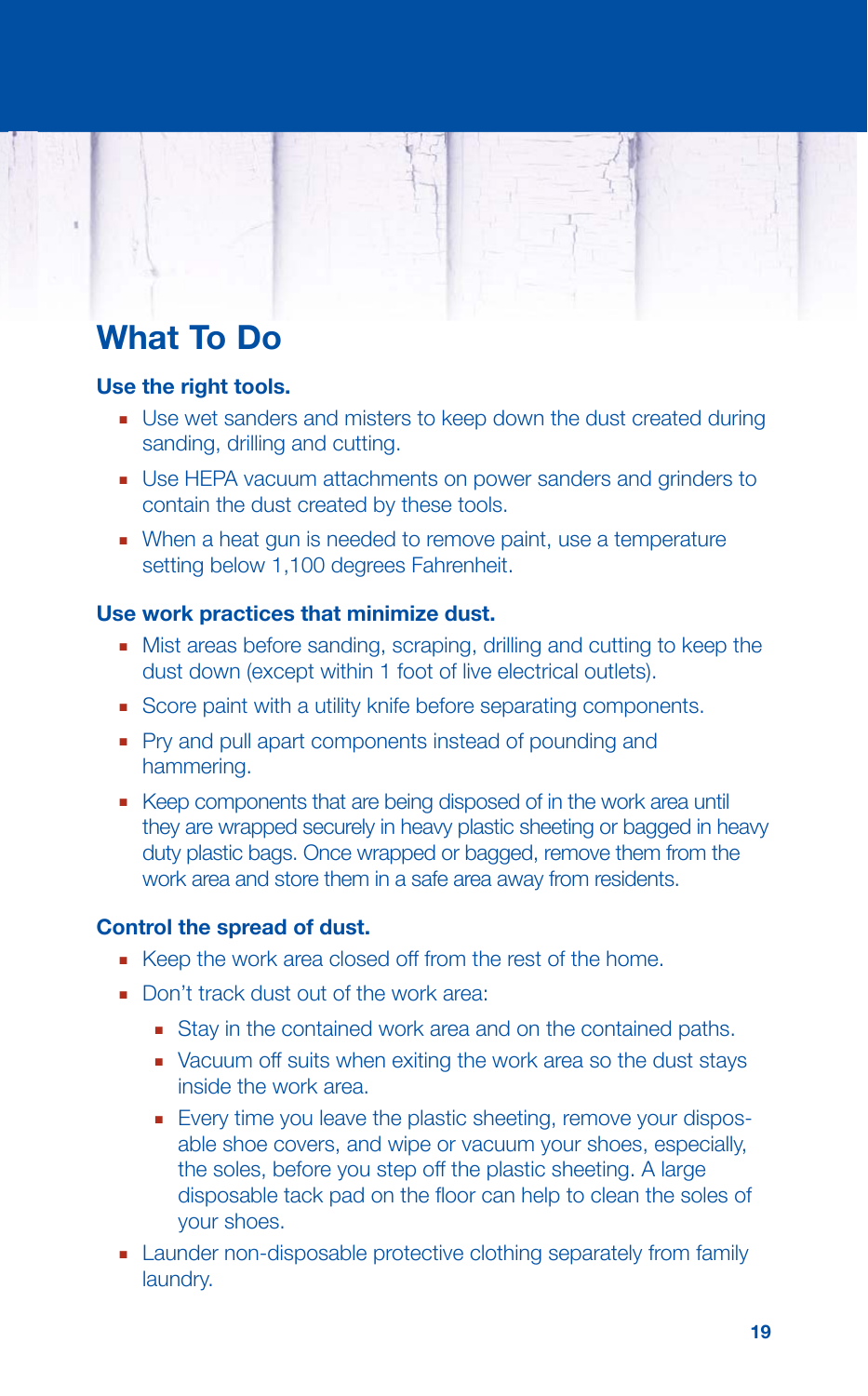## What To Do

### Use the right tools.

- Use wet sanders and misters to keep down the dust created during sanding, drilling and cutting.
- Use HEPA vacuum attachments on power sanders and grinders to contain the dust created by these tools.
- When a heat gun is needed to remove paint, use a temperature setting below 1,100 degrees Fahrenheit.

### Use work practices that minimize dust.

- Mist areas before sanding, scraping, drilling and cutting to keep the dust down (except within 1 foot of live electrical outlets).
- Score paint with a utility knife before separating components.
- Pry and pull apart components instead of pounding and hammering.
- Keep components that are being disposed of in the work area until they are wrapped securely in heavy plastic sheeting or bagged in heavy duty plastic bags. Once wrapped or bagged, remove them from the work area and store them in a safe area away from residents.

### Control the spread of dust.

- Keep the work area closed off from the rest of the home.
- Don't track dust out of the work area:
  - Stay in the contained work area and on the contained paths.
  - Vacuum off suits when exiting the work area so the dust stays inside the work area.
  - Every time you leave the plastic sheeting, remove your disposable shoe covers, and wipe or vacuum your shoes, especially, the soles, before you step off the plastic sheeting. A large disposable tack pad on the floor can help to clean the soles of your shoes.
- Launder non-disposable protective clothing separately from family laundry.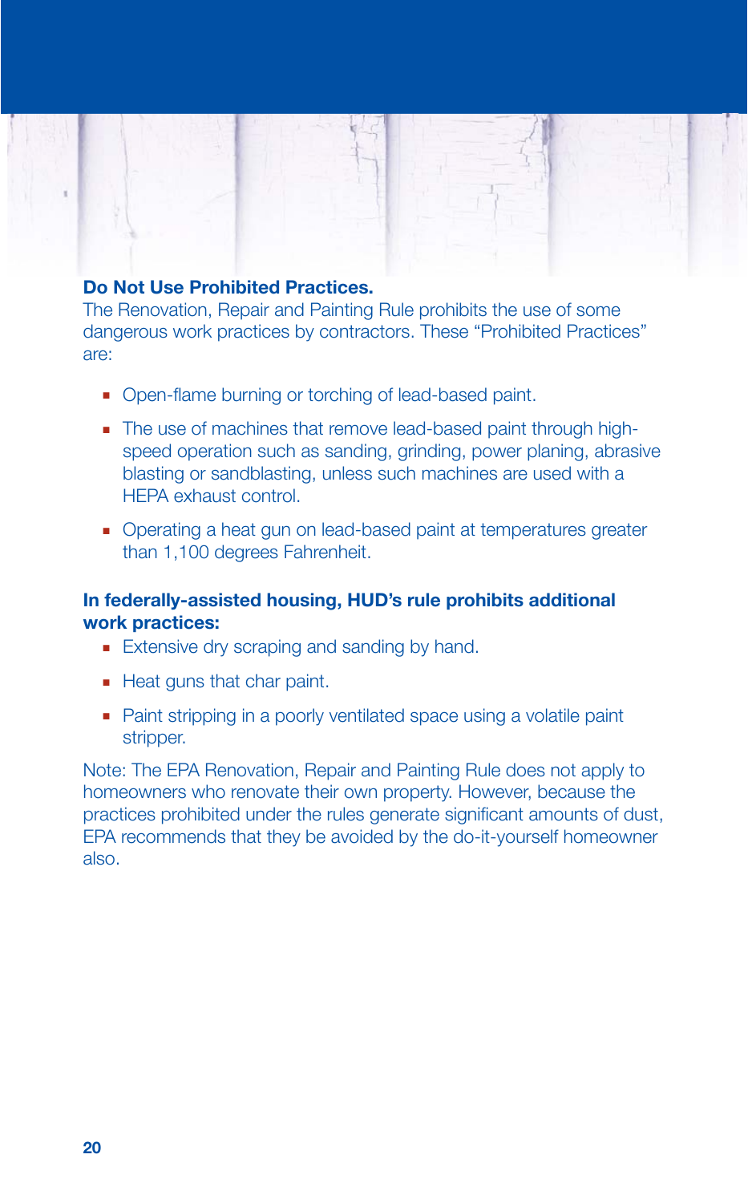## Do Not Use Prohibited Practices.

The Renovation, Repair and Painting Rule prohibits the use of some dangerous work practices by contractors. These "Prohibited Practices" are:

- Open-flame burning or torching of lead-based paint.
- The use of machines that remove lead-based paint through high-speed operation such as sanding, grinding, power planing, abrasive blasting or sandblasting, unless such machines are used with a HEPA exhaust control.
- Operating a heat gun on lead-based paint at temperatures greater than 1,100 degrees Fahrenheit.

**In federally-assisted housing, HUD's rule prohibits additional work practices:**

- Extensive dry scraping and sanding by hand.
- Heat guns that char paint.
- Paint stripping in a poorly ventilated space using a volatile paint stripper.

Note: The EPA Renovation, Repair and Painting Rule does not apply to homeowners who renovate their own property. However, because the practices prohibited under the rules generate significant amounts of dust, EPA recommends that they be avoided by the do-it-yourself homeowner also.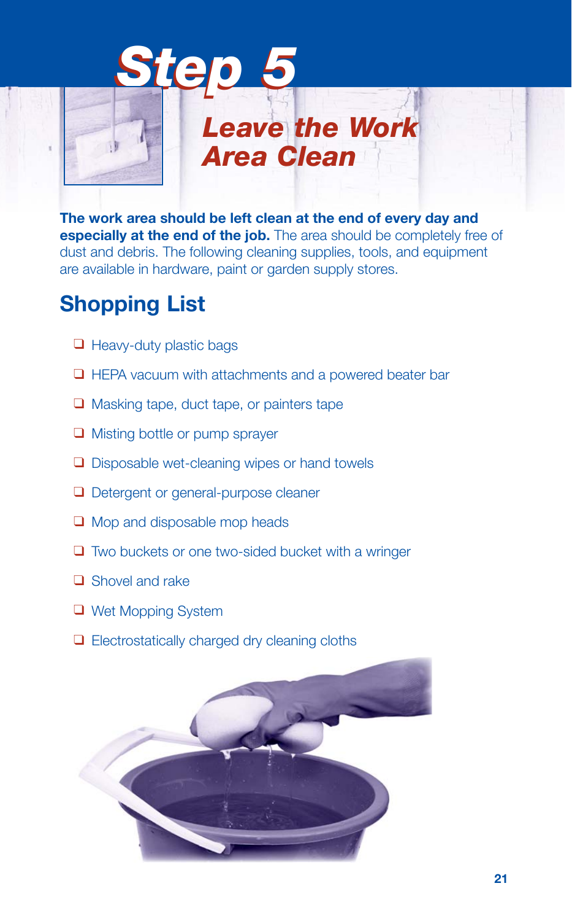# Step 5

## Leave the Work Area Clean

**The work area should be left clean at the end of every day and especially at the end of the job.** The area should be completely free of dust and debris. The following cleaning supplies, tools, and equipment are available in hardware, paint or garden supply stores.

## Shopping List

- ❑ Heavy-duty plastic bags
- ❑ HEPA vacuum with attachments and a powered beater bar
- ❑ Masking tape, duct tape, or painters tape
- ❑ Misting bottle or pump sprayer
- ❑ Disposable wet-cleaning wipes or hand towels
- ❑ Detergent or general-purpose cleaner
- ❑ Mop and disposable mop heads
- ❑ Two buckets or one two-sided bucket with a wringer
- ❑ Shovel and rake
- ❑ Wet Mopping System
- ❑ Electrostatically charged dry cleaning cloths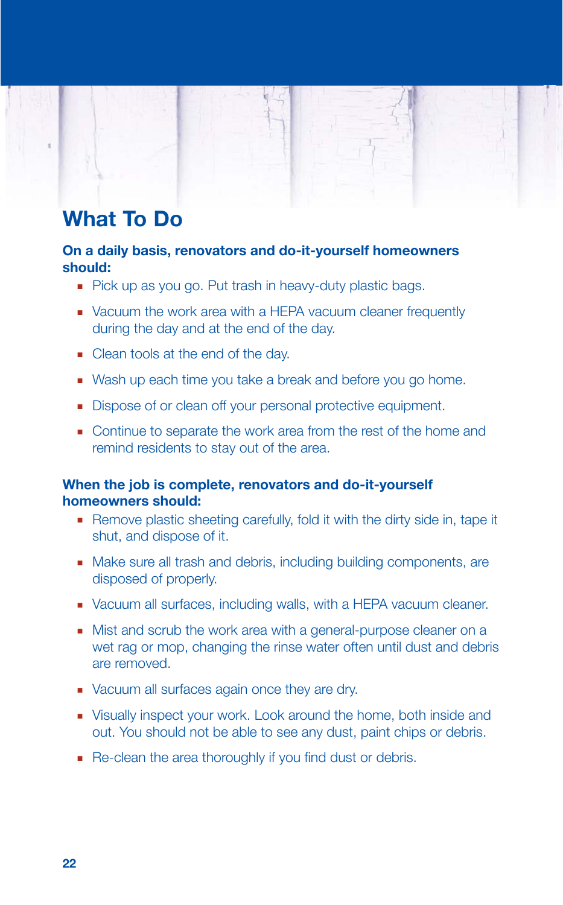# What To Do

**On a daily basis, renovators and do-it-yourself homeowners should:**

- Pick up as you go. Put trash in heavy-duty plastic bags.
- Vacuum the work area with a HEPA vacuum cleaner frequently during the day and at the end of the day.
- Clean tools at the end of the day.
- Wash up each time you take a break and before you go home.
- Dispose of or clean off your personal protective equipment.
- Continue to separate the work area from the rest of the home and remind residents to stay out of the area.

**When the job is complete, renovators and do-it-yourself homeowners should:**

- Remove plastic sheeting carefully, fold it with the dirty side in, tape it shut, and dispose of it.
- Make sure all trash and debris, including building components, are disposed of properly.
- Vacuum all surfaces, including walls, with a HEPA vacuum cleaner.
- Mist and scrub the work area with a general-purpose cleaner on a wet rag or mop, changing the rinse water often until dust and debris are removed.
- Vacuum all surfaces again once they are dry.
- Visually inspect your work. Look around the home, both inside and out. You should not be able to see any dust, paint chips or debris.
- Re-clean the area thoroughly if you find dust or debris.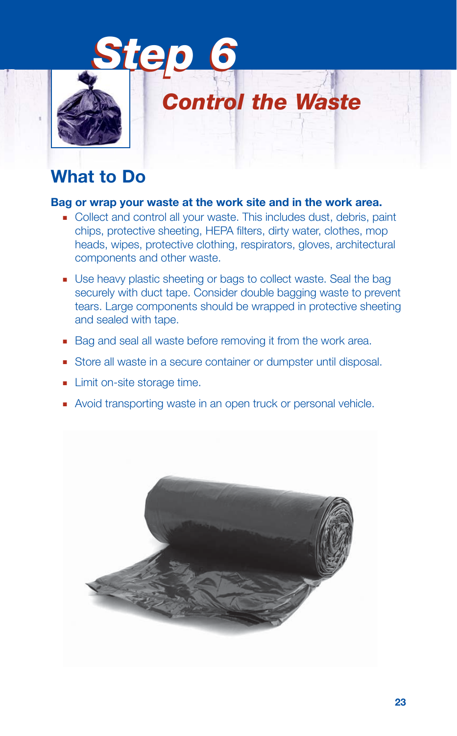# Step 6

## Control the Waste

## What to Do

**Bag or wrap your waste at the work site and in the work area.**

- Collect and control all your waste. This includes dust, debris, paint chips, protective sheeting, HEPA filters, dirty water, clothes, mop heads, wipes, protective clothing, respirators, gloves, architectural components and other waste.
- Use heavy plastic sheeting or bags to collect waste. Seal the bag securely with duct tape. Consider double bagging waste to prevent tears. Large components should be wrapped in protective sheeting and sealed with tape.
- Bag and seal all waste before removing it from the work area.
- Store all waste in a secure container or dumpster until disposal.
- Limit on-site storage time.
- Avoid transporting waste in an open truck or personal vehicle.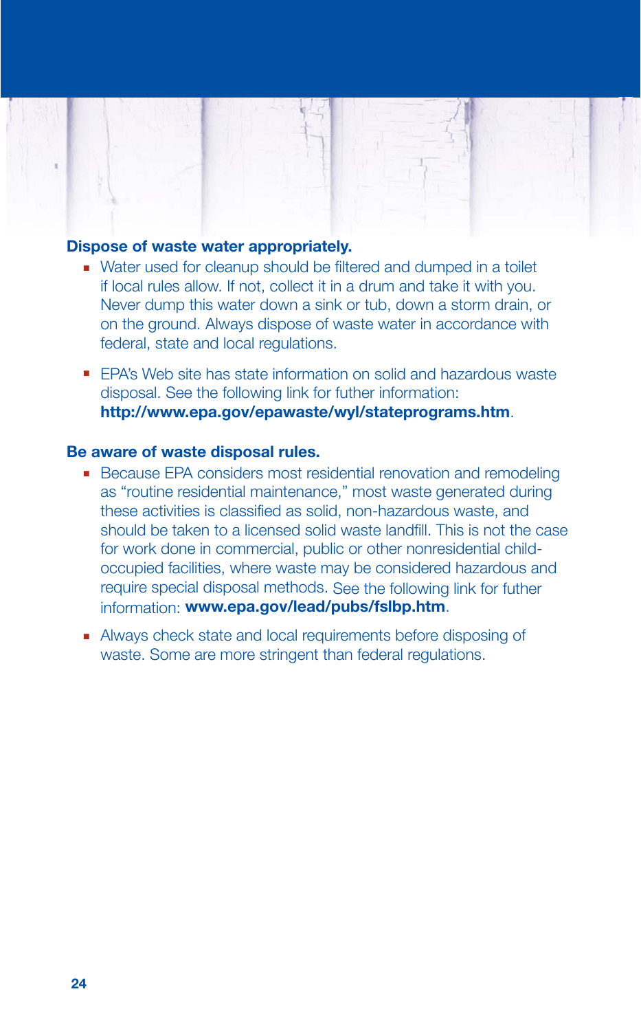## Dispose of waste water appropriately.

- Water used for cleanup should be filtered and dumped in a toilet if local rules allow. If not, collect it in a drum and take it with you. Never dump this water down a sink or tub, down a storm drain, or on the ground. Always dispose of waste water in accordance with federal, state and local regulations.
- EPA's Web site has state information on solid and hazardous waste disposal. See the following link for futher information: **http://www.epa.gov/epawaste/wyl/stateprograms.htm**.

## Be aware of waste disposal rules.

- Because EPA considers most residential renovation and remodeling as "routine residential maintenance," most waste generated during these activities is classified as solid, non-hazardous waste, and should be taken to a licensed solid waste landfill. This is not the case for work done in commercial, public or other nonresidential child-occupied facilities, where waste may be considered hazardous and require special disposal methods. See the following link for futher information: **www.epa.gov/lead/pubs/fslbp.htm**.
- Always check state and local requirements before disposing of waste. Some are more stringent than federal regulations.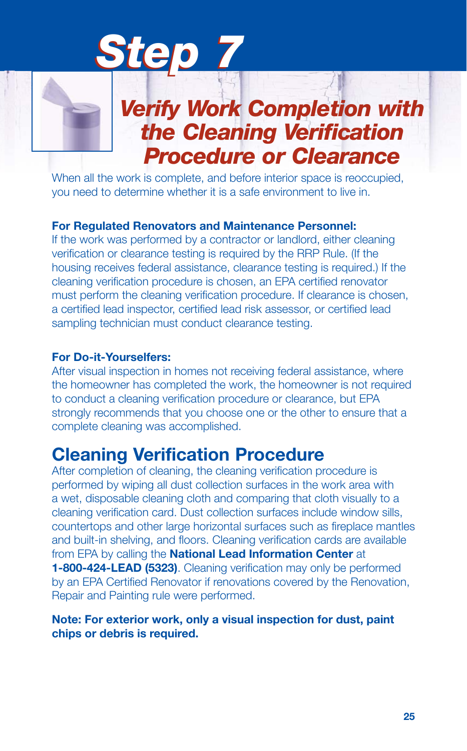# Step 7

## *Verify Work Completion with the Cleaning Verification Procedure or Clearance*

When all the work is complete, and before interior space is reoccupied, you need to determine whether it is a safe environment to live in.

**For Regulated Renovators and Maintenance Personnel:**
If the work was performed by a contractor or landlord, either cleaning verification or clearance testing is required by the RRP Rule. (If the housing receives federal assistance, clearance testing is required.) If the cleaning verification procedure is chosen, an EPA certified renovator must perform the cleaning verification procedure. If clearance is chosen, a certified lead inspector, certified lead risk assessor, or certified lead sampling technician must conduct clearance testing.

**For Do-it-Yourselfers:**
After visual inspection in homes not receiving federal assistance, where the homeowner has completed the work, the homeowner is not required to conduct a cleaning verification procedure or clearance, but EPA strongly recommends that you choose one or the other to ensure that a complete cleaning was accomplished.

## Cleaning Verification Procedure

After completion of cleaning, the cleaning verification procedure is performed by wiping all dust collection surfaces in the work area with a wet, disposable cleaning cloth and comparing that cloth visually to a cleaning verification card. Dust collection surfaces include window sills, countertops and other large horizontal surfaces such as fireplace mantles and built-in shelving, and floors. Cleaning verification cards are available from EPA by calling the **National Lead Information Center** at **1-800-424-LEAD (5323)**. Cleaning verification may only be performed by an EPA Certified Renovator if renovations covered by the Renovation, Repair and Painting rule were performed.

**Note: For exterior work, only a visual inspection for dust, paint chips or debris is required.**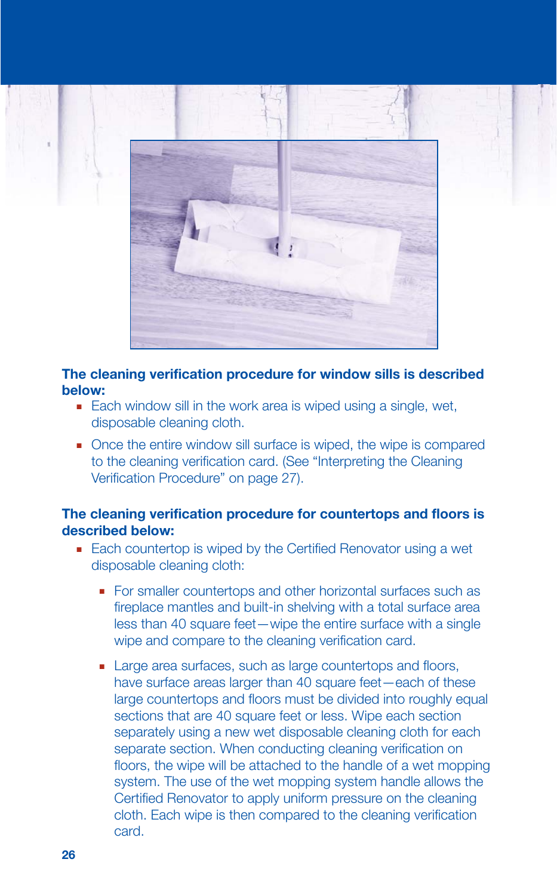**The cleaning verification procedure for window sills is described below:**

- Each window sill in the work area is wiped using a single, wet, disposable cleaning cloth.
- Once the entire window sill surface is wiped, the wipe is compared to the cleaning verification card. (See "Interpreting the Cleaning Verification Procedure" on page 27).

**The cleaning verification procedure for countertops and floors is described below:**

- Each countertop is wiped by the Certified Renovator using a wet disposable cleaning cloth:
  - For smaller countertops and other horizontal surfaces such as fireplace mantles and built-in shelving with a total surface area less than 40 square feet—wipe the entire surface with a single wipe and compare to the cleaning verification card.
  - Large area surfaces, such as large countertops and floors, have surface areas larger than 40 square feet—each of these large countertops and floors must be divided into roughly equal sections that are 40 square feet or less. Wipe each section separately using a new wet disposable cleaning cloth for each separate section. When conducting cleaning verification on floors, the wipe will be attached to the handle of a wet mopping system. The use of the wet mopping system handle allows the Certified Renovator to apply uniform pressure on the cleaning cloth. Each wipe is then compared to the cleaning verification card.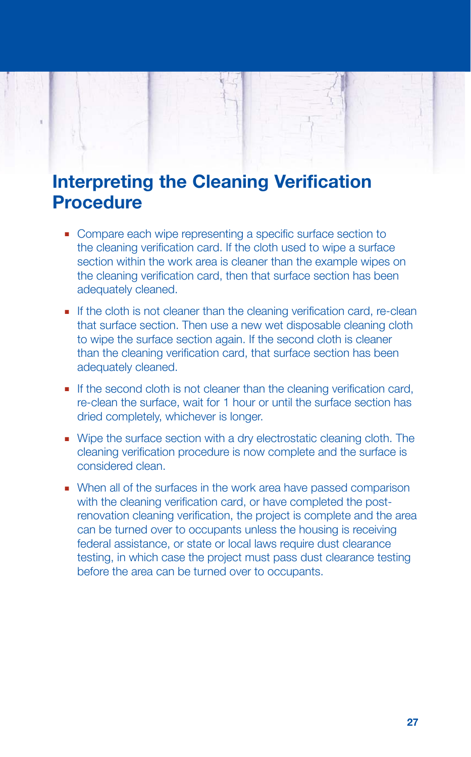# Interpreting the Cleaning Verification Procedure

- Compare each wipe representing a specific surface section to the cleaning verification card. If the cloth used to wipe a surface section within the work area is cleaner than the example wipes on the cleaning verification card, then that surface section has been adequately cleaned.
- If the cloth is not cleaner than the cleaning verification card, re-clean that surface section. Then use a new wet disposable cleaning cloth to wipe the surface section again. If the second cloth is cleaner than the cleaning verification card, that surface section has been adequately cleaned.
- If the second cloth is not cleaner than the cleaning verification card, re-clean the surface, wait for 1 hour or until the surface section has dried completely, whichever is longer.
- Wipe the surface section with a dry electrostatic cleaning cloth. The cleaning verification procedure is now complete and the surface is considered clean.
- When all of the surfaces in the work area have passed comparison with the cleaning verification card, or have completed the post-renovation cleaning verification, the project is complete and the area can be turned over to occupants unless the housing is receiving federal assistance, or state or local laws require dust clearance testing, in which case the project must pass dust clearance testing before the area can be turned over to occupants.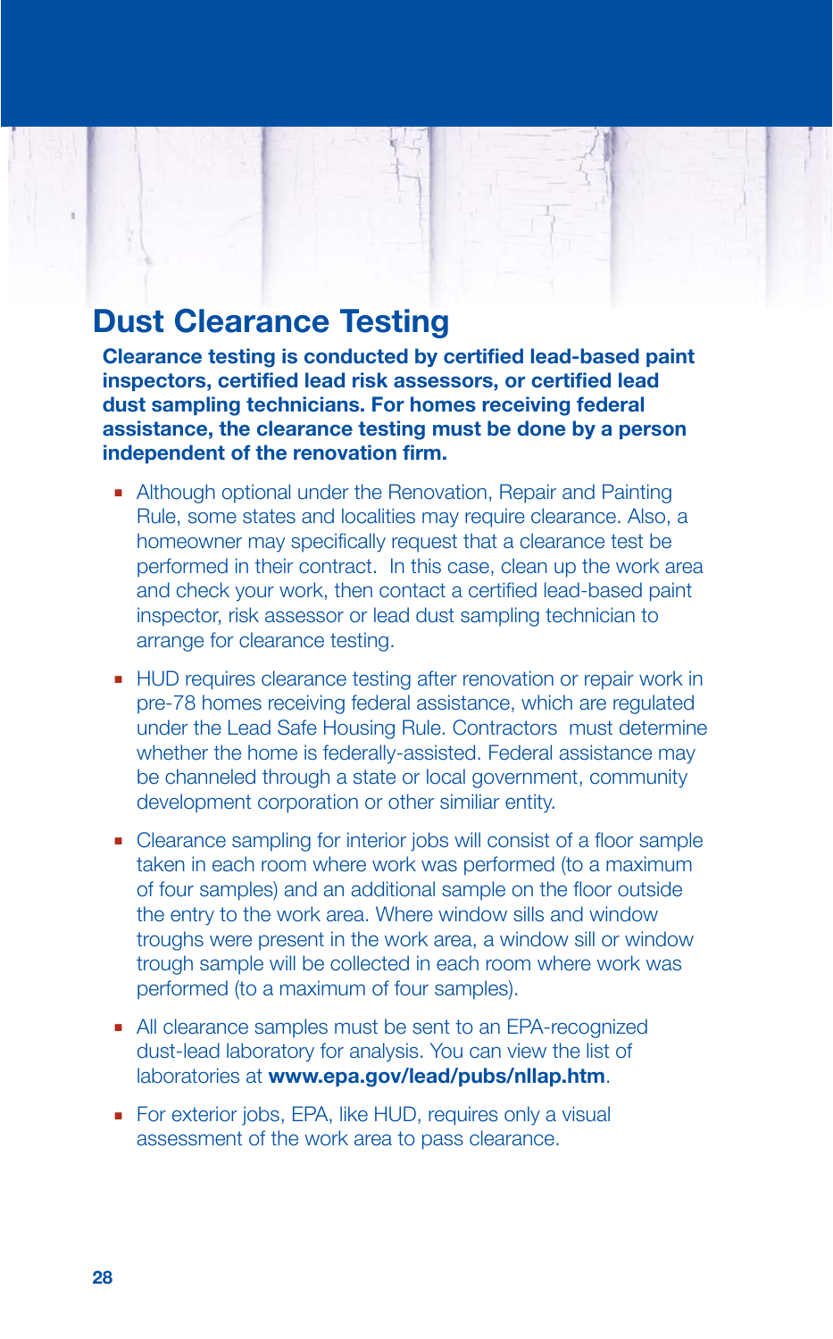# Dust Clearance Testing

**Clearance testing is conducted by certified lead-based paint inspectors, certified lead risk assessors, or certified lead dust sampling technicians. For homes receiving federal assistance, the clearance testing must be done by a person independent of the renovation firm.**

- Although optional under the Renovation, Repair and Painting Rule, some states and localities may require clearance. Also, a homeowner may specifically request that a clearance test be performed in their contract. In this case, clean up the work area and check your work, then contact a certified lead-based paint inspector, risk assessor or lead dust sampling technician to arrange for clearance testing.
- HUD requires clearance testing after renovation or repair work in pre-78 homes receiving federal assistance, which are regulated under the Lead Safe Housing Rule. Contractors must determine whether the home is federally-assisted. Federal assistance may be channeled through a state or local government, community development corporation or other similiar entity.
- Clearance sampling for interior jobs will consist of a floor sample taken in each room where work was performed (to a maximum of four samples) and an additional sample on the floor outside the entry to the work area. Where window sills and window troughs were present in the work area, a window sill or window trough sample will be collected in each room where work was performed (to a maximum of four samples).
- All clearance samples must be sent to an EPA-recognized dust-lead laboratory for analysis. You can view the list of laboratories at **www.epa.gov/lead/pubs/nllap.htm**.
- For exterior jobs, EPA, like HUD, requires only a visual assessment of the work area to pass clearance.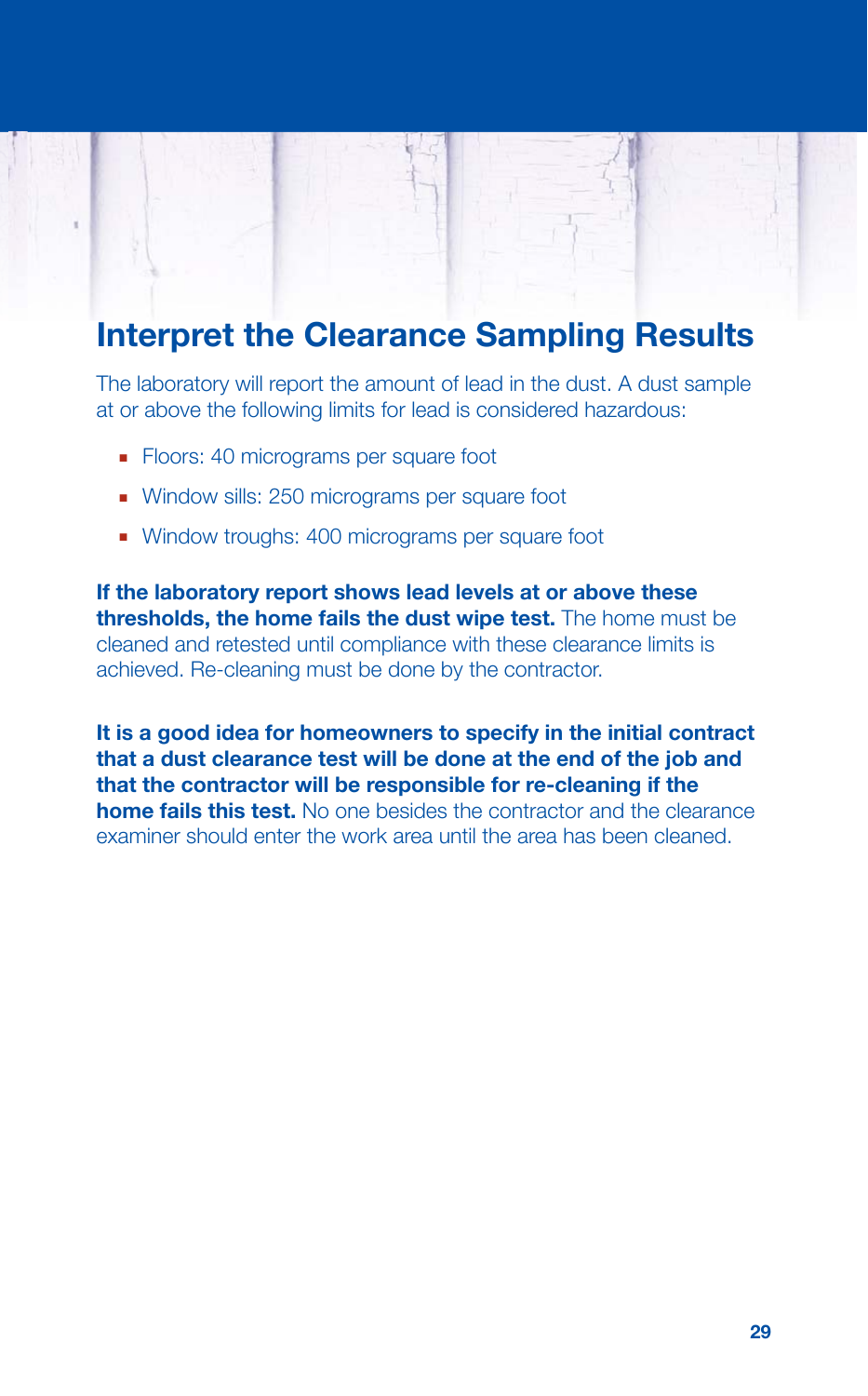## Interpret the Clearance Sampling Results

The laboratory will report the amount of lead in the dust. A dust sample at or above the following limits for lead is considered hazardous:

- Floors: 40 micrograms per square foot
- Window sills: 250 micrograms per square foot
- Window troughs: 400 micrograms per square foot

**If the laboratory report shows lead levels at or above these thresholds, the home fails the dust wipe test.** The home must be cleaned and retested until compliance with these clearance limits is achieved. Re-cleaning must be done by the contractor.

**It is a good idea for homeowners to specify in the initial contract that a dust clearance test will be done at the end of the job and that the contractor will be responsible for re-cleaning if the home fails this test.** No one besides the contractor and the clearance examiner should enter the work area until the area has been cleaned.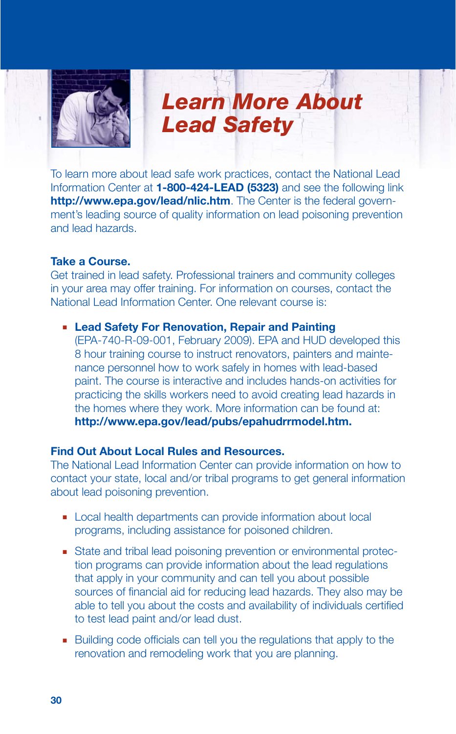# Learn More About Lead Safety

To learn more about lead safe work practices, contact the National Lead Information Center at **1-800-424-LEAD (5323)** and see the following link **http://www.epa.gov/lead/nlic.htm**. The Center is the federal government's leading source of quality information on lead poisoning prevention and lead hazards.

**Take a Course.**

Get trained in lead safety. Professional trainers and community colleges in your area may offer training. For information on courses, contact the National Lead Information Center. One relevant course is:

- **Lead Safety For Renovation, Repair and Painting** (EPA-740-R-09-001, February 2009). EPA and HUD developed this 8 hour training course to instruct renovators, painters and maintenance personnel how to work safely in homes with lead-based paint. The course is interactive and includes hands-on activities for practicing the skills workers need to avoid creating lead hazards in the homes where they work. More information can be found at: **http://www.epa.gov/lead/pubs/epahudrrmodel.htm.**

**Find Out About Local Rules and Resources.**

The National Lead Information Center can provide information on how to contact your state, local and/or tribal programs to get general information about lead poisoning prevention.

- Local health departments can provide information about local programs, including assistance for poisoned children.
- State and tribal lead poisoning prevention or environmental protection programs can provide information about the lead regulations that apply in your community and can tell you about possible sources of financial aid for reducing lead hazards. They also may be able to tell you about the costs and availability of individuals certified to test lead paint and/or lead dust.
- Building code officials can tell you the regulations that apply to the renovation and remodeling work that you are planning.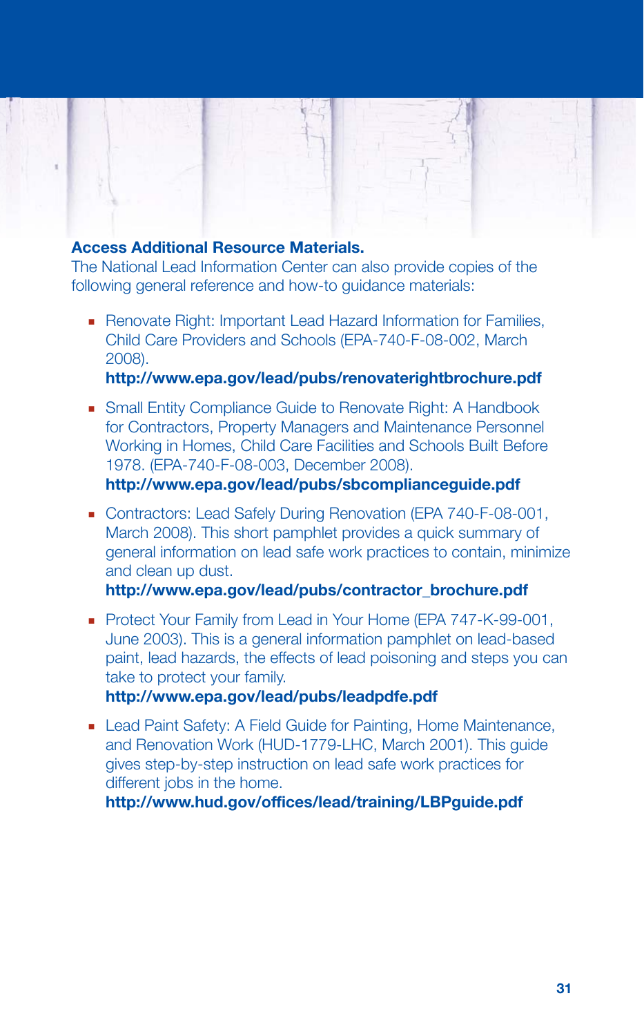## Access Additional Resource Materials.

The National Lead Information Center can also provide copies of the following general reference and how-to guidance materials:

- Renovate Right: Important Lead Hazard Information for Families, Child Care Providers and Schools (EPA-740-F-08-002, March 2008).
  **http://www.epa.gov/lead/pubs/renovaterightbrochure.pdf**

- Small Entity Compliance Guide to Renovate Right: A Handbook for Contractors, Property Managers and Maintenance Personnel Working in Homes, Child Care Facilities and Schools Built Before 1978. (EPA-740-F-08-003, December 2008).
  **http://www.epa.gov/lead/pubs/sbcomplianceguide.pdf**

- Contractors: Lead Safely During Renovation (EPA 740-F-08-001, March 2008). This short pamphlet provides a quick summary of general information on lead safe work practices to contain, minimize and clean up dust.
  **http://www.epa.gov/lead/pubs/contractor_brochure.pdf**

- Protect Your Family from Lead in Your Home (EPA 747-K-99-001, June 2003). This is a general information pamphlet on lead-based paint, lead hazards, the effects of lead poisoning and steps you can take to protect your family.
  **http://www.epa.gov/lead/pubs/leadpdfe.pdf**

- Lead Paint Safety: A Field Guide for Painting, Home Maintenance, and Renovation Work (HUD-1779-LHC, March 2001). This guide gives step-by-step instruction on lead safe work practices for different jobs in the home.
  **http://www.hud.gov/offices/lead/training/LBPguide.pdf**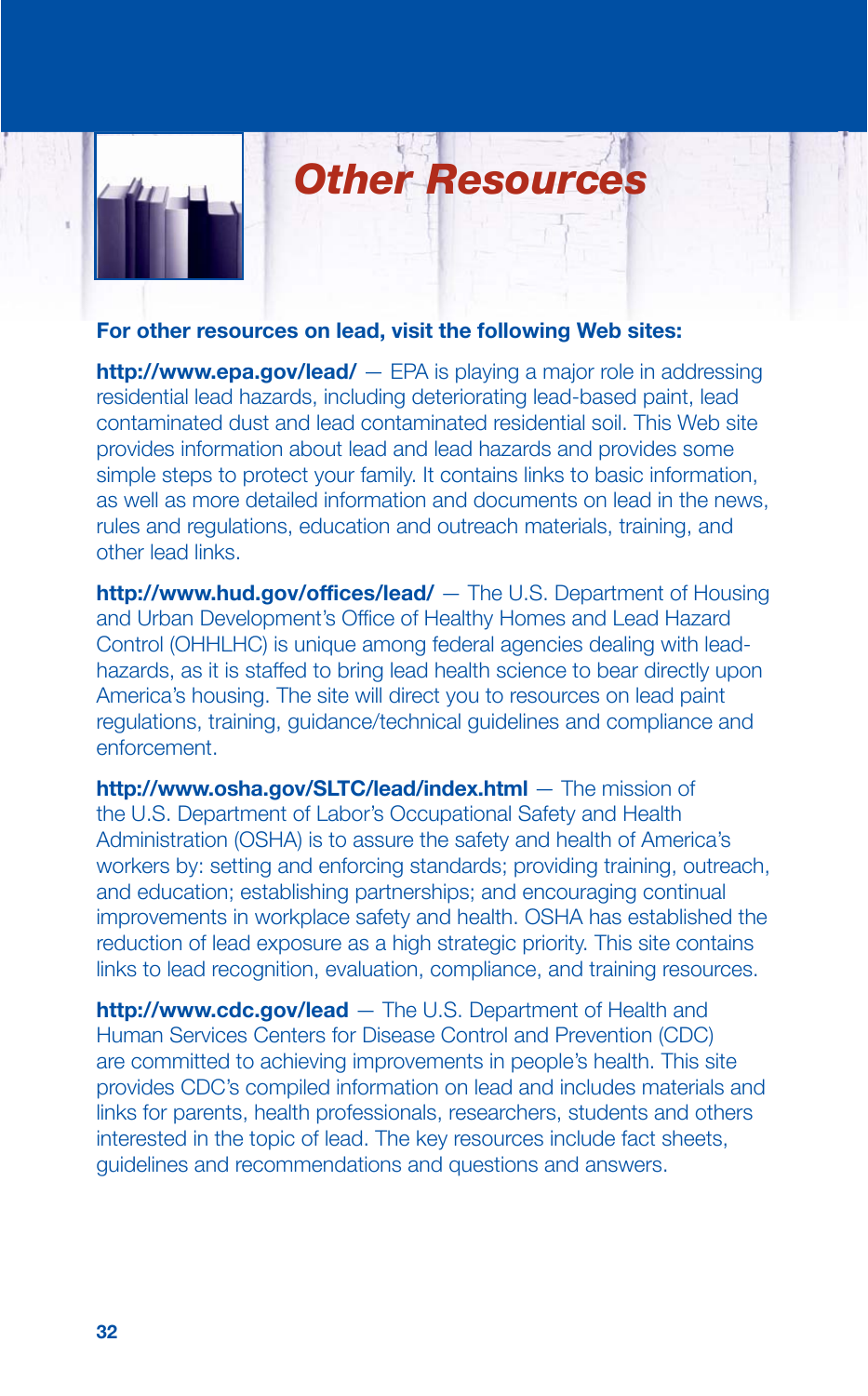# Other Resources

**For other resources on lead, visit the following Web sites:**

**http://www.epa.gov/lead/** — EPA is playing a major role in addressing residential lead hazards, including deteriorating lead-based paint, lead contaminated dust and lead contaminated residential soil. This Web site provides information about lead and lead hazards and provides some simple steps to protect your family. It contains links to basic information, as well as more detailed information and documents on lead in the news, rules and regulations, education and outreach materials, training, and other lead links.

**http://www.hud.gov/offices/lead/** — The U.S. Department of Housing and Urban Development's Office of Healthy Homes and Lead Hazard Control (OHHLHC) is unique among federal agencies dealing with lead-hazards, as it is staffed to bring lead health science to bear directly upon America's housing. The site will direct you to resources on lead paint regulations, training, guidance/technical guidelines and compliance and enforcement.

**http://www.osha.gov/SLTC/lead/index.html** — The mission of the U.S. Department of Labor's Occupational Safety and Health Administration (OSHA) is to assure the safety and health of America's workers by: setting and enforcing standards; providing training, outreach, and education; establishing partnerships; and encouraging continual improvements in workplace safety and health. OSHA has established the reduction of lead exposure as a high strategic priority. This site contains links to lead recognition, evaluation, compliance, and training resources.

**http://www.cdc.gov/lead** — The U.S. Department of Health and Human Services Centers for Disease Control and Prevention (CDC) are committed to achieving improvements in people's health. This site provides CDC's compiled information on lead and includes materials and links for parents, health professionals, researchers, students and others interested in the topic of lead. The key resources include fact sheets, guidelines and recommendations and questions and answers.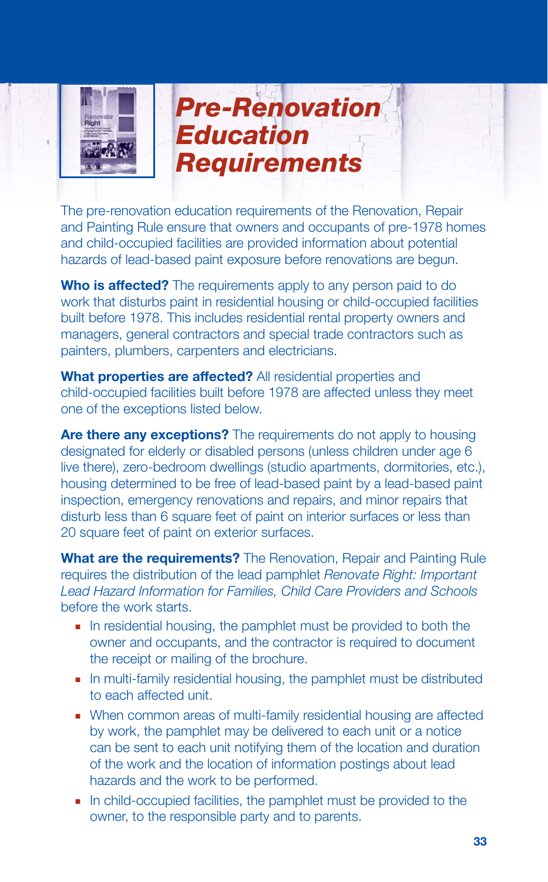# Pre-Renovation Education Requirements

The pre-renovation education requirements of the Renovation, Repair and Painting Rule ensure that owners and occupants of pre-1978 homes and child-occupied facilities are provided information about potential hazards of lead-based paint exposure before renovations are begun.

**Who is affected?** The requirements apply to any person paid to do work that disturbs paint in residential housing or child-occupied facilities built before 1978. This includes residential rental property owners and managers, general contractors and special trade contractors such as painters, plumbers, carpenters and electricians.

**What properties are affected?** All residential properties and child-occupied facilities built before 1978 are affected unless they meet one of the exceptions listed below.

**Are there any exceptions?** The requirements do not apply to housing designated for elderly or disabled persons (unless children under age 6 live there), zero-bedroom dwellings (studio apartments, dormitories, etc.), housing determined to be free of lead-based paint by a lead-based paint inspection, emergency renovations and repairs, and minor repairs that disturb less than 6 square feet of paint on interior surfaces or less than 20 square feet of paint on exterior surfaces.

**What are the requirements?** The Renovation, Repair and Painting Rule requires the distribution of the lead pamphlet *Renovate Right: Important Lead Hazard Information for Families, Child Care Providers and Schools* before the work starts.

- In residential housing, the pamphlet must be provided to both the owner and occupants, and the contractor is required to document the receipt or mailing of the brochure.
- In multi-family residential housing, the pamphlet must be distributed to each affected unit.
- When common areas of multi-family residential housing are affected by work, the pamphlet may be delivered to each unit or a notice can be sent to each unit notifying them of the location and duration of the work and the location of information postings about lead hazards and the work to be performed.
- In child-occupied facilities, the pamphlet must be provided to the owner, to the responsible party and to parents.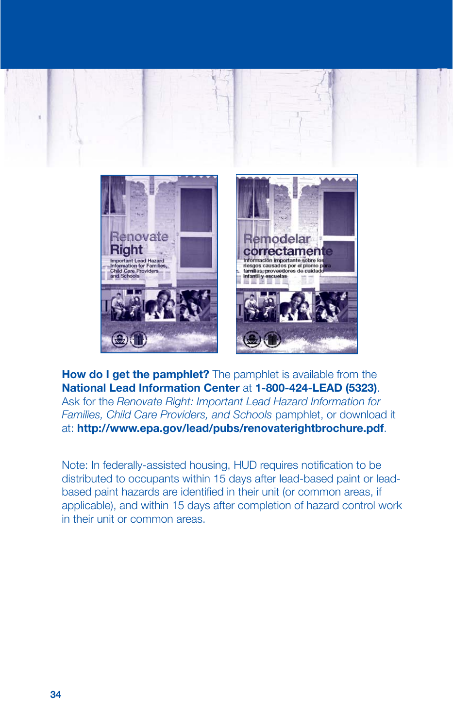**How do I get the pamphlet?** The pamphlet is available from the **National Lead Information Center** at **1-800-424-LEAD (5323)**. Ask for the *Renovate Right: Important Lead Hazard Information for Families, Child Care Providers, and Schools* pamphlet, or download it at: **http://www.epa.gov/lead/pubs/renovaterightbrochure.pdf**.

Note: In federally-assisted housing, HUD requires notification to be distributed to occupants within 15 days after lead-based paint or lead-based paint hazards are identified in their unit (or common areas, if applicable), and within 15 days after completion of hazard control work in their unit or common areas.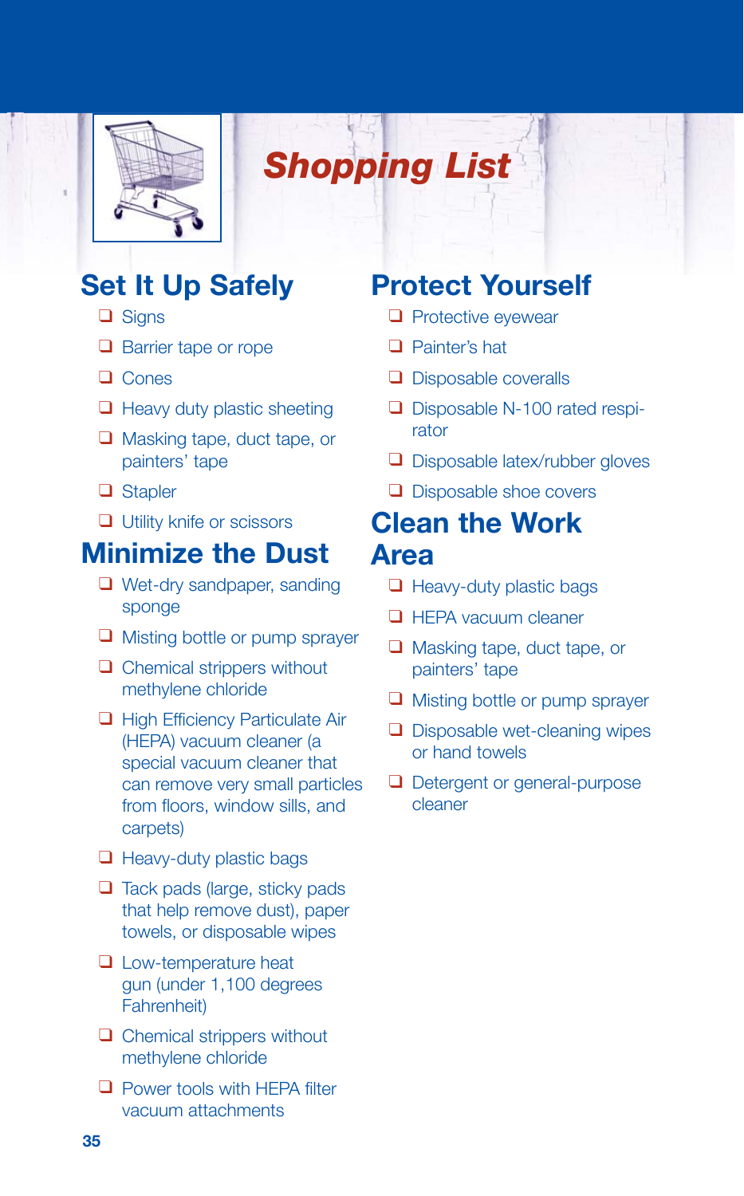# Shopping List

## Set It Up Safely

- ❑ Signs
- ❑ Barrier tape or rope
- ❑ Cones
- ❑ Heavy duty plastic sheeting
- ❑ Masking tape, duct tape, or painters' tape
- ❑ Stapler
- ❑ Utility knife or scissors

## Minimize the Dust

- ❑ Wet-dry sandpaper, sanding sponge
- ❑ Misting bottle or pump sprayer
- ❑ Chemical strippers without methylene chloride
- ❑ High Efficiency Particulate Air (HEPA) vacuum cleaner (a special vacuum cleaner that can remove very small particles from floors, window sills, and carpets)
- ❑ Heavy-duty plastic bags
- ❑ Tack pads (large, sticky pads that help remove dust), paper towels, or disposable wipes
- ❑ Low-temperature heat gun (under 1,100 degrees Fahrenheit)
- ❑ Chemical strippers without methylene chloride
- ❑ Power tools with HEPA filter vacuum attachments

## Protect Yourself

- ❑ Protective eyewear
- ❑ Painter's hat
- ❑ Disposable coveralls
- ❑ Disposable N-100 rated respirator
- ❑ Disposable latex/rubber gloves
- ❑ Disposable shoe covers

## Clean the Work Area

- ❑ Heavy-duty plastic bags
- ❑ HEPA vacuum cleaner
- ❑ Masking tape, duct tape, or painters' tape
- ❑ Misting bottle or pump sprayer
- ❑ Disposable wet-cleaning wipes or hand towels
- ❑ Detergent or general-purpose cleaner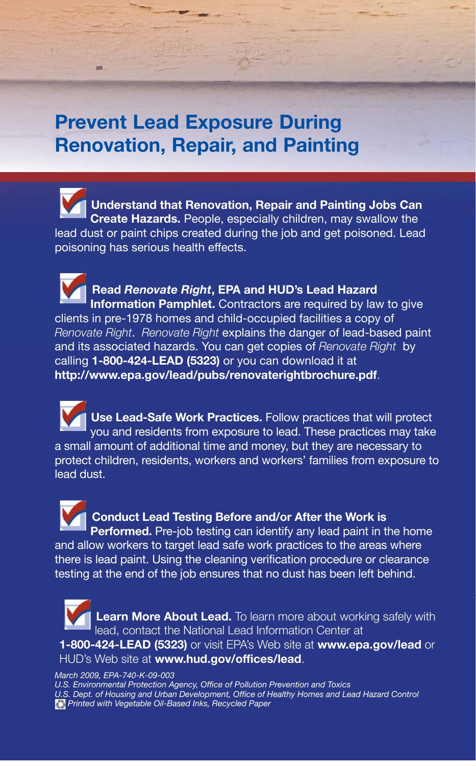# Prevent Lead Exposure During Renovation, Repair, and Painting

**Understand that Renovation, Repair and Painting Jobs Can Create Hazards.** People, especially children, may swallow the lead dust or paint chips created during the job and get poisoned. Lead poisoning has serious health effects.

**Read *Renovate Right*, EPA and HUD's Lead Hazard Information Pamphlet.** Contractors are required by law to give clients in pre-1978 homes and child-occupied facilities a copy of *Renovate Right*. *Renovate Right* explains the danger of lead-based paint and its associated hazards. You can get copies of *Renovate Right* by calling **1-800-424-LEAD (5323)** or you can download it at **http://www.epa.gov/lead/pubs/renovaterightbrochure.pdf**.

**Use Lead-Safe Work Practices.** Follow practices that will protect you and residents from exposure to lead. These practices may take a small amount of additional time and money, but they are necessary to protect children, residents, workers and workers' families from exposure to lead dust.

**Conduct Lead Testing Before and/or After the Work is Performed.** Pre-job testing can identify any lead paint in the home and allow workers to target lead safe work practices to the areas where there is lead paint. Using the cleaning verification procedure or clearance testing at the end of the job ensures that no dust has been left behind.

**Learn More About Lead.** To learn more about working safely with lead, contact the National Lead Information Center at **1-800-424-LEAD (5323)** or visit EPA's Web site at **www.epa.gov/lead** or HUD's Web site at **www.hud.gov/offices/lead**.

*March 2009, EPA-740-K-09-003*
*U.S. Environmental Protection Agency, Office of Pollution Prevention and Toxics*
*U.S. Dept. of Housing and Urban Development, Office of Healthy Homes and Lead Hazard Control*
*Printed with Vegetable Oil-Based Inks, Recycled Paper*